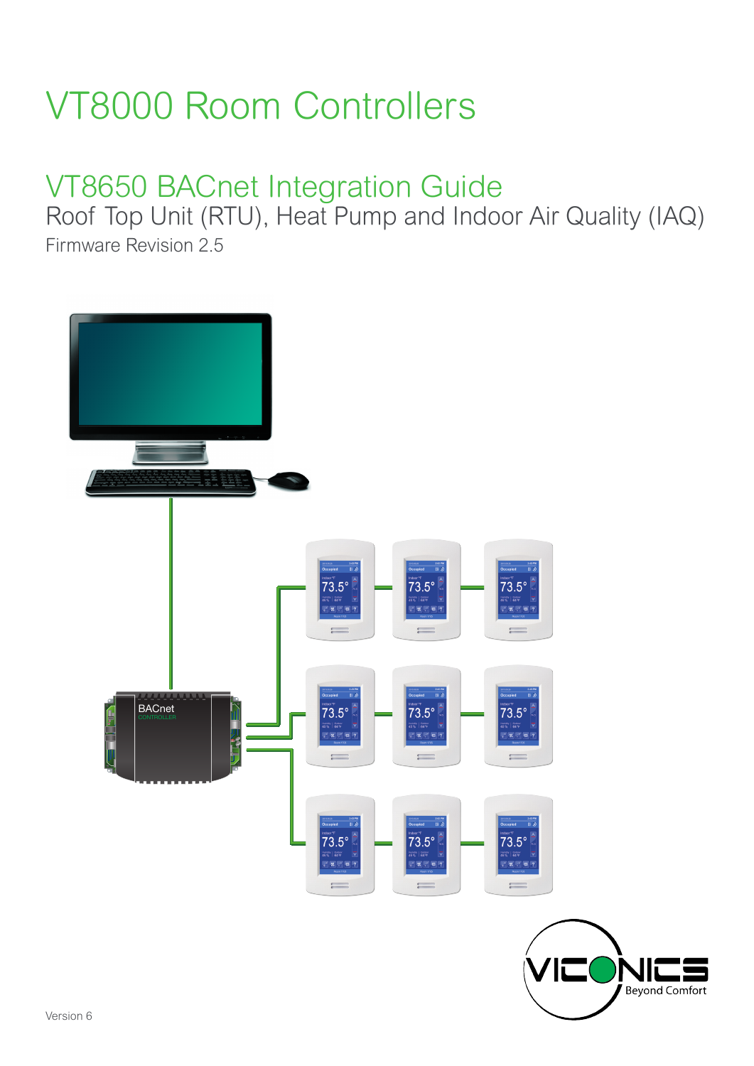# VT8000 Room Controllers

## VT8650 BACnet Integration Guide

Roof Top Unit (RTU), Heat Pump and Indoor Air Quality (IAQ)

Firmware Revision 2.5

Version 6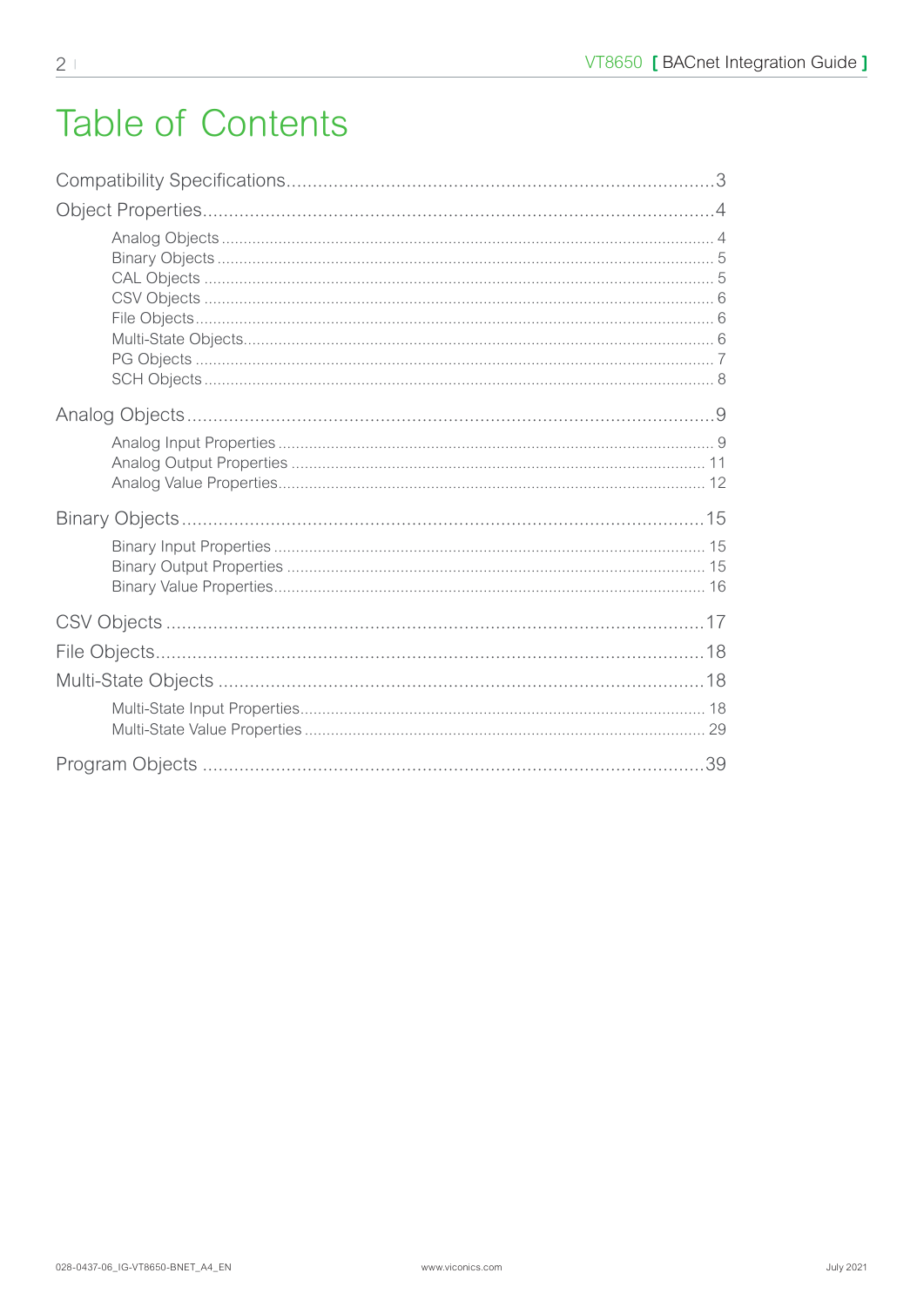# Table of Contents

Compatibility Specifications....................................................................................3

Object Properties.....................................................................................................4

- Analog Objects ............................................................................................... 4
- Binary Objects ................................................................................................ 5
- CAL Objects ................................................................................................... 5
- CSV Objects ................................................................................................... 6
- File Objects..................................................................................................... 6
- Multi-State Objects.......................................................................................... 6
- PG Objects ..................................................................................................... 7
- SCH Objects ................................................................................................... 8

Analog Objects.........................................................................................................9

- Analog Input Properties .................................................................................. 9
- Analog Output Properties ............................................................................. 11
- Analog Value Properties................................................................................ 12

Binary Objects.......................................................................................................15

- Binary Input Properties ................................................................................. 15
- Binary Output Properties .............................................................................. 15
- Binary Value Properties................................................................................. 16

CSV Objects ..........................................................................................................17

File Objects.............................................................................................................18

Multi-State Objects ................................................................................................18

- Multi-State Input Properties........................................................................... 18
- Multi-State Value Properties .......................................................................... 29

Program Objects ....................................................................................................39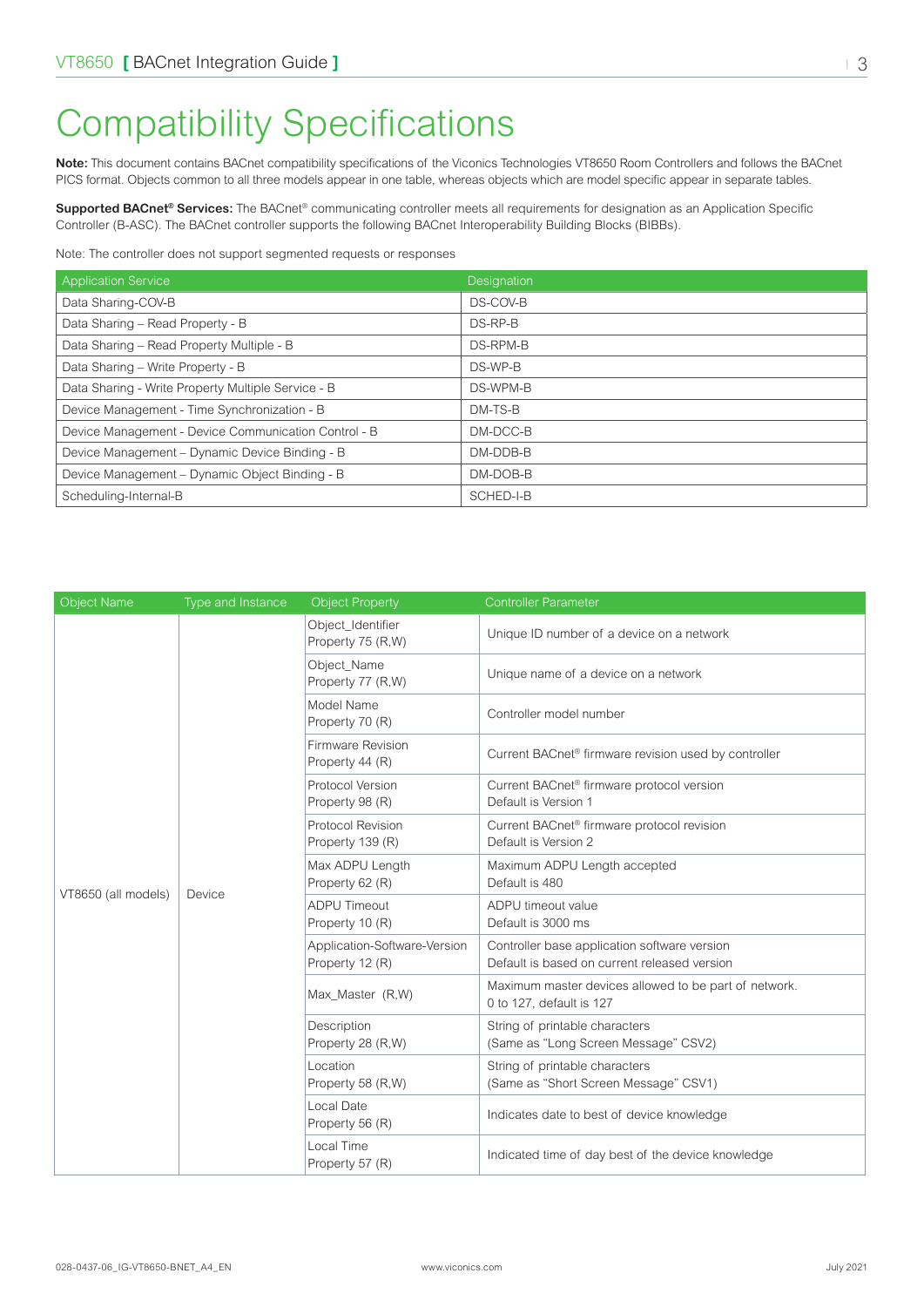# Compatibility Specifications

**Note:** This document contains BACnet compatibility specifications of the Viconics Technologies VT8650 Room Controllers and follows the BACnet PICS format. Objects common to all three models appear in one table, whereas objects which are model specific appear in separate tables.

**Supported BACnet® Services:** The BACnet® communicating controller meets all requirements for designation as an Application Specific Controller (B-ASC). The BACnet controller supports the following BACnet Interoperability Building Blocks (BIBBs).

Note: The controller does not support segmented requests or responses

| Application Service | Designation |
|---|---|
| Data Sharing-COV-B | DS-COV-B |
| Data Sharing – Read Property - B | DS-RP-B |
| Data Sharing – Read Property Multiple - B | DS-RPM-B |
| Data Sharing – Write Property - B | DS-WP-B |
| Data Sharing - Write Property Multiple Service - B | DS-WPM-B |
| Device Management - Time Synchronization - B | DM-TS-B |
| Device Management - Device Communication Control - B | DM-DCC-B |
| Device Management – Dynamic Device Binding - B | DM-DDB-B |
| Device Management – Dynamic Object Binding - B | DM-DOB-B |
| Scheduling-Internal-B | SCHED-I-B |

| Object Name | Type and Instance | Object Property | Controller Parameter |
|---|---|---|---|
| VT8650 (all models) | Device | Object_Identifier Property 75 (R,W) | Unique ID number of a device on a network |
| | | Object_Name Property 77 (R,W) | Unique name of a device on a network |
| | | Model Name Property 70 (R) | Controller model number |
| | | Firmware Revision Property 44 (R) | Current BACnet® firmware revision used by controller |
| | | Protocol Version Property 98 (R) | Current BACnet® firmware protocol version Default is Version 1 |
| | | Protocol Revision Property 139 (R) | Current BACnet® firmware protocol revision Default is Version 2 |
| | | Max ADPU Length Property 62 (R) | Maximum ADPU Length accepted Default is 480 |
| | | ADPU Timeout Property 10 (R) | ADPU timeout value Default is 3000 ms |
| | | Application-Software-Version Property 12 (R) | Controller base application software version Default is based on current released version |
| | | Max_Master (R,W) | Maximum master devices allowed to be part of network. 0 to 127, default is 127 |
| | | Description Property 28 (R,W) | String of printable characters (Same as "Long Screen Message" CSV2) |
| | | Location Property 58 (R,W) | String of printable characters (Same as "Short Screen Message" CSV1) |
| | | Local Date Property 56 (R) | Indicates date to best of device knowledge |
| | | Local Time Property 57 (R) | Indicated time of day best of the device knowledge |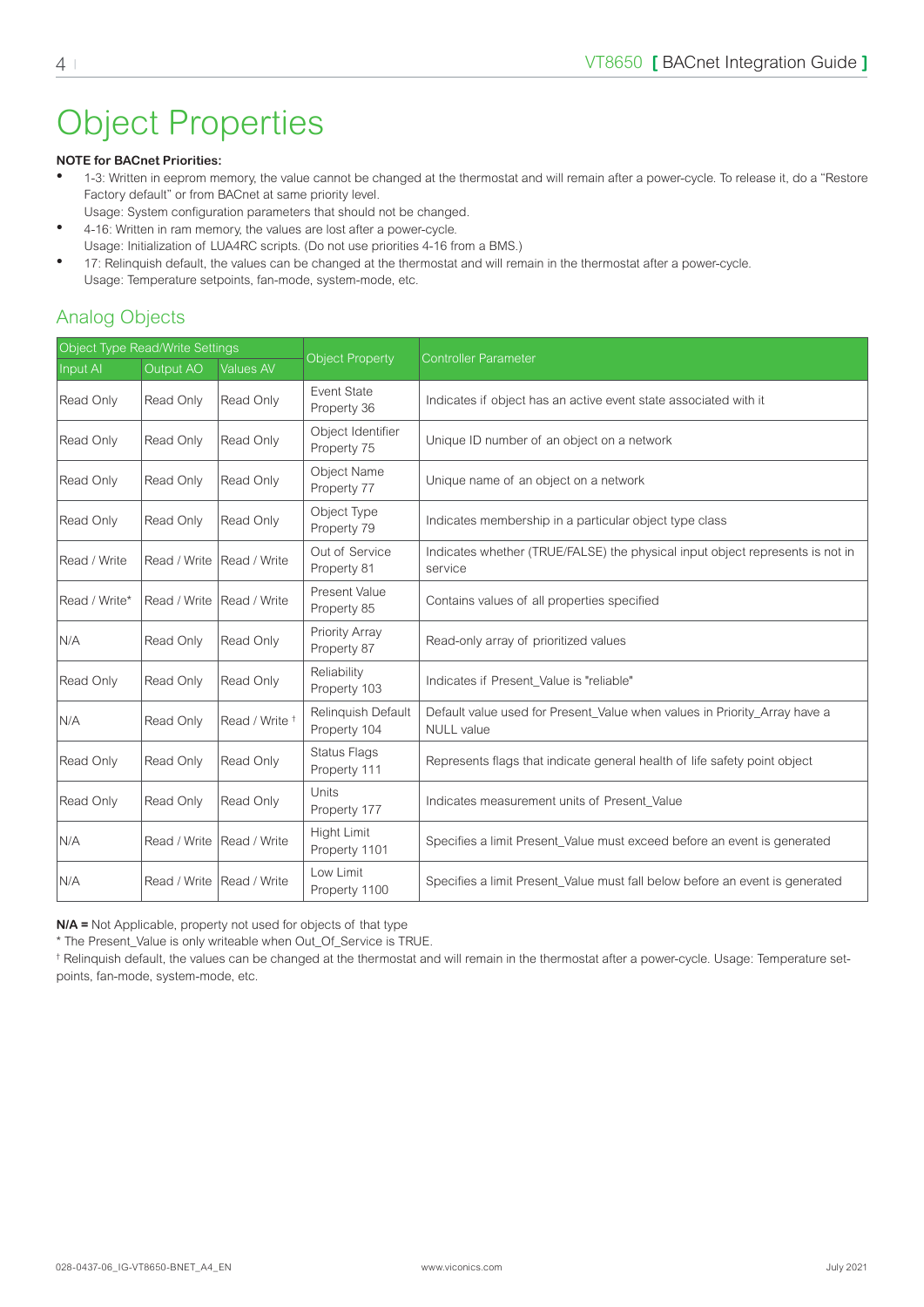# Object Properties

**NOTE for BACnet Priorities:**

- 1-3: Written in eeprom memory, the value cannot be changed at the thermostat and will remain after a power-cycle. To release it, do a "Restore Factory default" or from BACnet at same priority level.
  Usage: System configuration parameters that should not be changed.
- 4-16: Written in ram memory, the values are lost after a power-cycle.
  Usage: Initialization of LUA4RC scripts. (Do not use priorities 4-16 from a BMS.)
- 17: Relinquish default, the values can be changed at the thermostat and will remain in the thermostat after a power-cycle.
  Usage: Temperature setpoints, fan-mode, system-mode, etc.

## Analog Objects

| Object Type Read/Write Settings | | | Object Property | Controller Parameter |
|---|---|---|---|---|
| Input AI | Output AO | Values AV | | |
| Read Only | Read Only | Read Only | Event State Property 36 | Indicates if object has an active event state associated with it |
| Read Only | Read Only | Read Only | Object Identifier Property 75 | Unique ID number of an object on a network |
| Read Only | Read Only | Read Only | Object Name Property 77 | Unique name of an object on a network |
| Read Only | Read Only | Read Only | Object Type Property 79 | Indicates membership in a particular object type class |
| Read / Write | Read / Write | Read / Write | Out of Service Property 81 | Indicates whether (TRUE/FALSE) the physical input object represents is not in service |
| Read / Write* | Read / Write | Read / Write | Present Value Property 85 | Contains values of all properties specified |
| N/A | Read Only | Read Only | Priority Array Property 87 | Read-only array of prioritized values |
| Read Only | Read Only | Read Only | Reliability Property 103 | Indicates if Present_Value is "reliable" |
| N/A | Read Only | Read / Write † | Relinquish Default Property 104 | Default value used for Present_Value when values in Priority_Array have a NULL value |
| Read Only | Read Only | Read Only | Status Flags Property 111 | Represents flags that indicate general health of life safety point object |
| Read Only | Read Only | Read Only | Units Property 177 | Indicates measurement units of Present_Value |
| N/A | Read / Write | Read / Write | Hight Limit Property 1101 | Specifies a limit Present_Value must exceed before an event is generated |
| N/A | Read / Write | Read / Write | Low Limit Property 1100 | Specifies a limit Present_Value must fall below before an event is generated |

**N/A =** Not Applicable, property not used for objects of that type

* The Present_Value is only writeable when Out_Of_Service is TRUE.

† Relinquish default, the values can be changed at the thermostat and will remain in the thermostat after a power-cycle. Usage: Temperature set-points, fan-mode, system-mode, etc.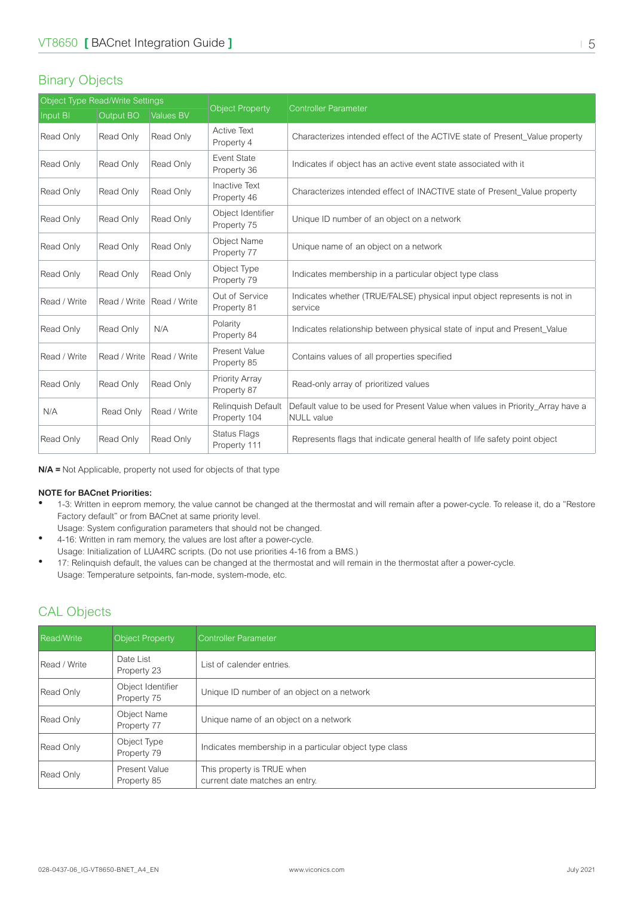## Binary Objects

| Object Type Read/Write Settings | | | Object Property | Controller Parameter |
|---|---|---|---|---|
| Input BI | Output BO | Values BV | | |
| Read Only | Read Only | Read Only | Active Text Property 4 | Characterizes intended effect of the ACTIVE state of Present_Value property |
| Read Only | Read Only | Read Only | Event State Property 36 | Indicates if object has an active event state associated with it |
| Read Only | Read Only | Read Only | Inactive Text Property 46 | Characterizes intended effect of INACTIVE state of Present_Value property |
| Read Only | Read Only | Read Only | Object Identifier Property 75 | Unique ID number of an object on a network |
| Read Only | Read Only | Read Only | Object Name Property 77 | Unique name of an object on a network |
| Read Only | Read Only | Read Only | Object Type Property 79 | Indicates membership in a particular object type class |
| Read / Write | Read / Write | Read / Write | Out of Service Property 81 | Indicates whether (TRUE/FALSE) physical input object represents is not in service |
| Read Only | Read Only | N/A | Polarity Property 84 | Indicates relationship between physical state of input and Present_Value |
| Read / Write | Read / Write | Read / Write | Present Value Property 85 | Contains values of all properties specified |
| Read Only | Read Only | Read Only | Priority Array Property 87 | Read-only array of prioritized values |
| N/A | Read Only | Read / Write | Relinquish Default Property 104 | Default value to be used for Present Value when values in Priority_Array have a NULL value |
| Read Only | Read Only | Read Only | Status Flags Property 111 | Represents flags that indicate general health of life safety point object |

**N/A =** Not Applicable, property not used for objects of that type

**NOTE for BACnet Priorities:**

- 1-3: Written in eeprom memory, the value cannot be changed at the thermostat and will remain after a power-cycle. To release it, do a "Restore Factory default" or from BACnet at same priority level.
  Usage: System configuration parameters that should not be changed.
- 4-16: Written in ram memory, the values are lost after a power-cycle.
  Usage: Initialization of LUA4RC scripts. (Do not use priorities 4-16 from a BMS.)
- 17: Relinquish default, the values can be changed at the thermostat and will remain in the thermostat after a power-cycle.
  Usage: Temperature setpoints, fan-mode, system-mode, etc.

## CAL Objects

| Read/Write | Object Property | Controller Parameter |
|---|---|---|
| Read / Write | Date List Property 23 | List of calender entries. |
| Read Only | Object Identifier Property 75 | Unique ID number of an object on a network |
| Read Only | Object Name Property 77 | Unique name of an object on a network |
| Read Only | Object Type Property 79 | Indicates membership in a particular object type class |
| Read Only | Present Value Property 85 | This property is TRUE when current date matches an entry. |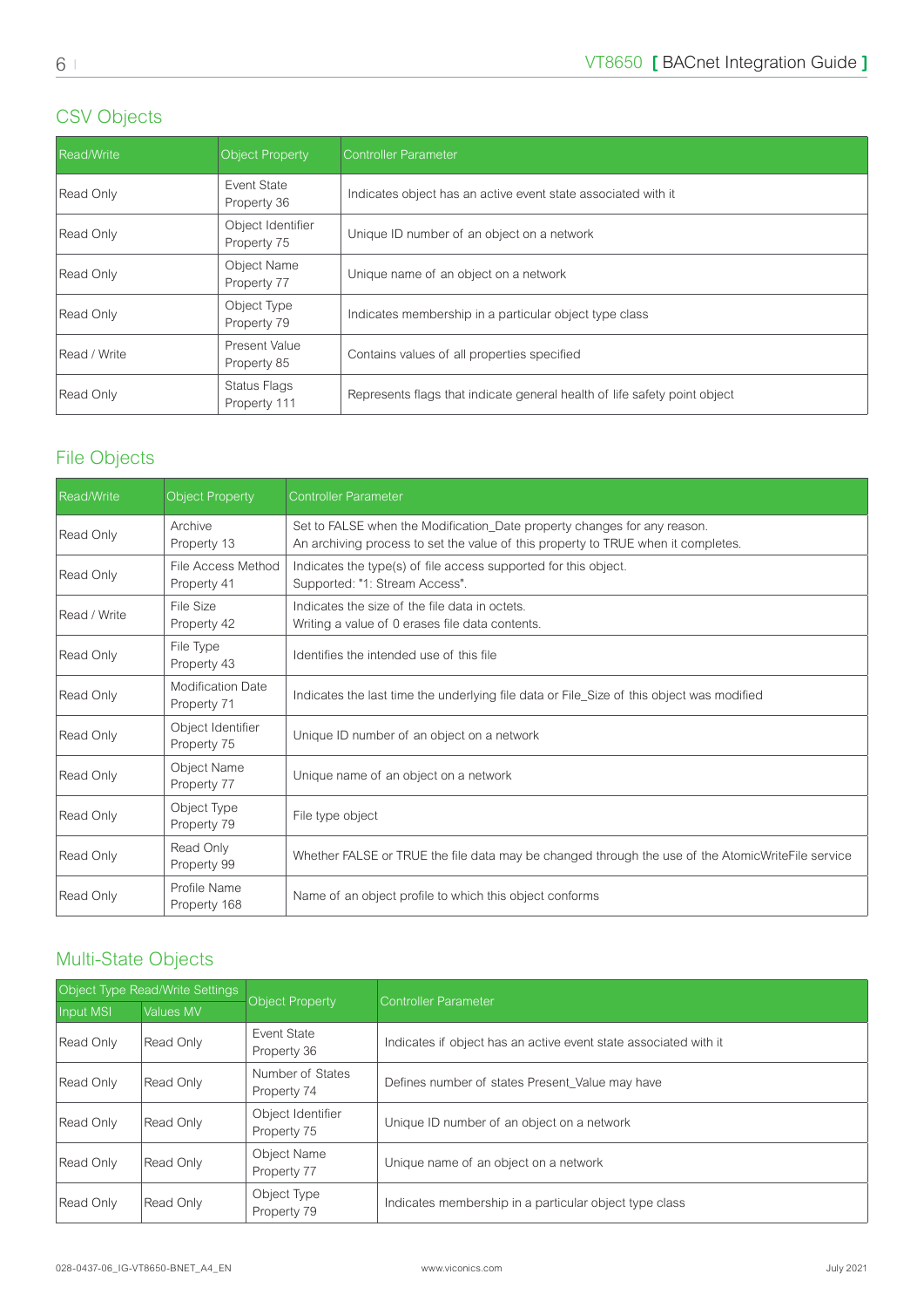## CSV Objects

| Read/Write | Object Property | Controller Parameter |
| --- | --- | --- |
| Read Only | Event State Property 36 | Indicates object has an active event state associated with it |
| Read Only | Object Identifier Property 75 | Unique ID number of an object on a network |
| Read Only | Object Name Property 77 | Unique name of an object on a network |
| Read Only | Object Type Property 79 | Indicates membership in a particular object type class |
| Read / Write | Present Value Property 85 | Contains values of all properties specified |
| Read Only | Status Flags Property 111 | Represents flags that indicate general health of life safety point object |

## File Objects

| Read/Write | Object Property | Controller Parameter |
| --- | --- | --- |
| Read Only | Archive Property 13 | Set to FALSE when the Modification_Date property changes for any reason. An archiving process to set the value of this property to TRUE when it completes. |
| Read Only | File Access Method Property 41 | Indicates the type(s) of file access supported for this object. Supported: "1: Stream Access". |
| Read / Write | File Size Property 42 | Indicates the size of the file data in octets. Writing a value of 0 erases file data contents. |
| Read Only | File Type Property 43 | Identifies the intended use of this file |
| Read Only | Modification Date Property 71 | Indicates the last time the underlying file data or File_Size of this object was modified |
| Read Only | Object Identifier Property 75 | Unique ID number of an object on a network |
| Read Only | Object Name Property 77 | Unique name of an object on a network |
| Read Only | Object Type Property 79 | File type object |
| Read Only | Read Only Property 99 | Whether FALSE or TRUE the file data may be changed through the use of the AtomicWriteFile service |
| Read Only | Profile Name Property 168 | Name of an object profile to which this object conforms |

## Multi-State Objects

| Object Type Read/Write Settings | | Object Property | Controller Parameter |
| --- | --- | --- | --- |
| Input MSI | Values MV | | |
| Read Only | Read Only | Event State Property 36 | Indicates if object has an active event state associated with it |
| Read Only | Read Only | Number of States Property 74 | Defines number of states Present_Value may have |
| Read Only | Read Only | Object Identifier Property 75 | Unique ID number of an object on a network |
| Read Only | Read Only | Object Name Property 77 | Unique name of an object on a network |
| Read Only | Read Only | Object Type Property 79 | Indicates membership in a particular object type class |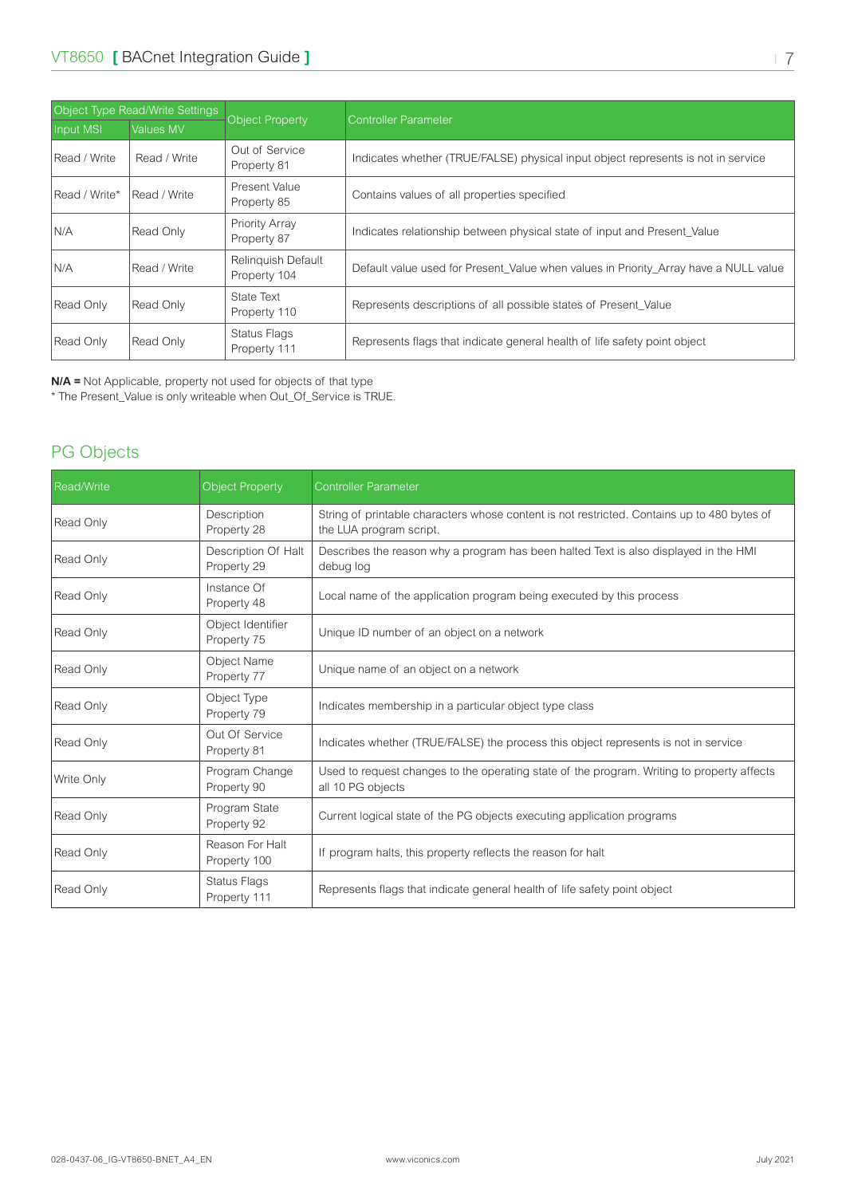| Object Type Read/Write Settings | | Object Property | Controller Parameter |
|---|---|---|---|
| Input MSI | Values MV | | |
| Read / Write | Read / Write | Out of Service Property 81 | Indicates whether (TRUE/FALSE) physical input object represents is not in service |
| Read / Write* | Read / Write | Present Value Property 85 | Contains values of all properties specified |
| N/A | Read Only | Priority Array Property 87 | Indicates relationship between physical state of input and Present_Value |
| N/A | Read / Write | Relinquish Default Property 104 | Default value used for Present_Value when values in Priority_Array have a NULL value |
| Read Only | Read Only | State Text Property 110 | Represents descriptions of all possible states of Present_Value |
| Read Only | Read Only | Status Flags Property 111 | Represents flags that indicate general health of life safety point object |

**N/A =** Not Applicable, property not used for objects of that type
* The Present_Value is only writeable when Out_Of_Service is TRUE.

## PG Objects

| Read/Write | Object Property | Controller Parameter |
|---|---|---|
| Read Only | Description Property 28 | String of printable characters whose content is not restricted. Contains up to 480 bytes of the LUA program script. |
| Read Only | Description Of Halt Property 29 | Describes the reason why a program has been halted Text is also displayed in the HMI debug log |
| Read Only | Instance Of Property 48 | Local name of the application program being executed by this process |
| Read Only | Object Identifier Property 75 | Unique ID number of an object on a network |
| Read Only | Object Name Property 77 | Unique name of an object on a network |
| Read Only | Object Type Property 79 | Indicates membership in a particular object type class |
| Read Only | Out Of Service Property 81 | Indicates whether (TRUE/FALSE) the process this object represents is not in service |
| Write Only | Program Change Property 90 | Used to request changes to the operating state of the program. Writing to property affects all 10 PG objects |
| Read Only | Program State Property 92 | Current logical state of the PG objects executing application programs |
| Read Only | Reason For Halt Property 100 | If program halts, this property reflects the reason for halt |
| Read Only | Status Flags Property 111 | Represents flags that indicate general health of life safety point object |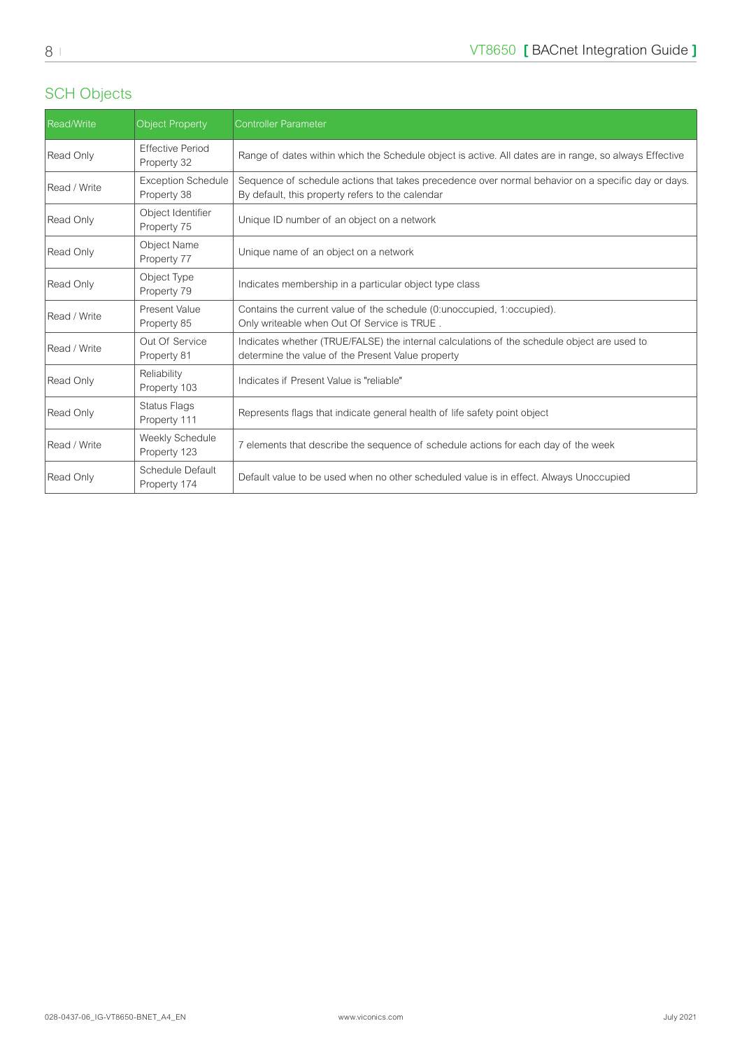## SCH Objects

| Read/Write | Object Property | Controller Parameter |
| --- | --- | --- |
| Read Only | Effective Period Property 32 | Range of dates within which the Schedule object is active. All dates are in range, so always Effective |
| Read / Write | Exception Schedule Property 38 | Sequence of schedule actions that takes precedence over normal behavior on a specific day or days. By default, this property refers to the calendar |
| Read Only | Object Identifier Property 75 | Unique ID number of an object on a network |
| Read Only | Object Name Property 77 | Unique name of an object on a network |
| Read Only | Object Type Property 79 | Indicates membership in a particular object type class |
| Read / Write | Present Value Property 85 | Contains the current value of the schedule (0:unoccupied, 1:occupied). Only writeable when Out Of Service is TRUE . |
| Read / Write | Out Of Service Property 81 | Indicates whether (TRUE/FALSE) the internal calculations of the schedule object are used to determine the value of the Present Value property |
| Read Only | Reliability Property 103 | Indicates if Present Value is "reliable" |
| Read Only | Status Flags Property 111 | Represents flags that indicate general health of life safety point object |
| Read / Write | Weekly Schedule Property 123 | 7 elements that describe the sequence of schedule actions for each day of the week |
| Read Only | Schedule Default Property 174 | Default value to be used when no other scheduled value is in effect. Always Unoccupied |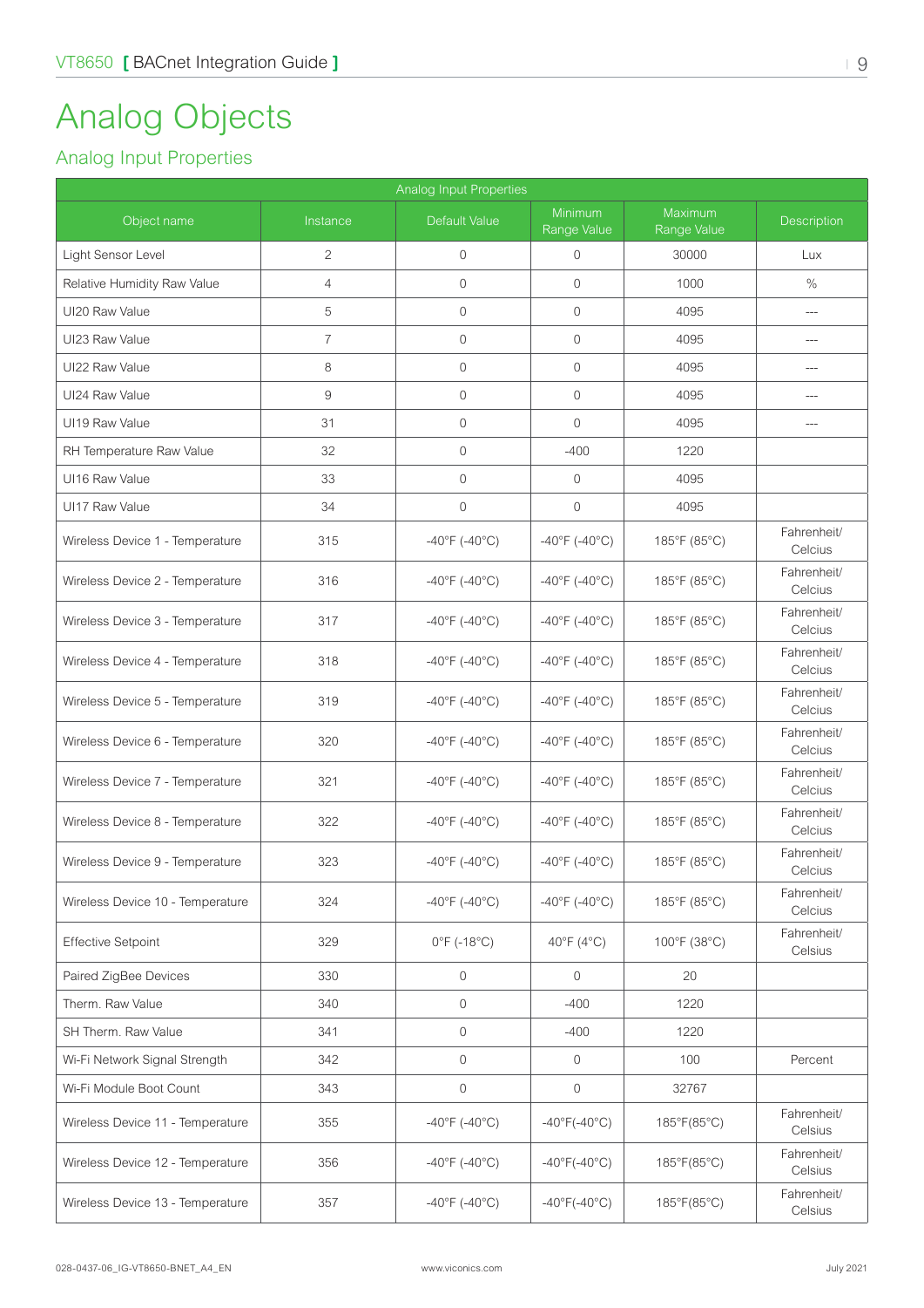# Analog Objects

## Analog Input Properties

| Analog Input Properties | | | | | |
|---|---|---|---|---|---|
| Object name | Instance | Default Value | Minimum Range Value | Maximum Range Value | Description |
| Light Sensor Level | 2 | 0 | 0 | 30000 | Lux |
| Relative Humidity Raw Value | 4 | 0 | 0 | 1000 | % |
| UI20 Raw Value | 5 | 0 | 0 | 4095 | --- |
| UI23 Raw Value | 7 | 0 | 0 | 4095 | --- |
| UI22 Raw Value | 8 | 0 | 0 | 4095 | --- |
| UI24 Raw Value | 9 | 0 | 0 | 4095 | --- |
| UI19 Raw Value | 31 | 0 | 0 | 4095 | --- |
| RH Temperature Raw Value | 32 | 0 | -400 | 1220 | |
| UI16 Raw Value | 33 | 0 | 0 | 4095 | |
| UI17 Raw Value | 34 | 0 | 0 | 4095 | |
| Wireless Device 1 - Temperature | 315 | -40°F (-40°C) | -40°F (-40°C) | 185°F (85°C) | Fahrenheit/ Celcius |
| Wireless Device 2 - Temperature | 316 | -40°F (-40°C) | -40°F (-40°C) | 185°F (85°C) | Fahrenheit/ Celcius |
| Wireless Device 3 - Temperature | 317 | -40°F (-40°C) | -40°F (-40°C) | 185°F (85°C) | Fahrenheit/ Celcius |
| Wireless Device 4 - Temperature | 318 | -40°F (-40°C) | -40°F (-40°C) | 185°F (85°C) | Fahrenheit/ Celcius |
| Wireless Device 5 - Temperature | 319 | -40°F (-40°C) | -40°F (-40°C) | 185°F (85°C) | Fahrenheit/ Celcius |
| Wireless Device 6 - Temperature | 320 | -40°F (-40°C) | -40°F (-40°C) | 185°F (85°C) | Fahrenheit/ Celcius |
| Wireless Device 7 - Temperature | 321 | -40°F (-40°C) | -40°F (-40°C) | 185°F (85°C) | Fahrenheit/ Celcius |
| Wireless Device 8 - Temperature | 322 | -40°F (-40°C) | -40°F (-40°C) | 185°F (85°C) | Fahrenheit/ Celcius |
| Wireless Device 9 - Temperature | 323 | -40°F (-40°C) | -40°F (-40°C) | 185°F (85°C) | Fahrenheit/ Celcius |
| Wireless Device 10 - Temperature | 324 | -40°F (-40°C) | -40°F (-40°C) | 185°F (85°C) | Fahrenheit/ Celcius |
| Effective Setpoint | 329 | 0°F (-18°C) | 40°F (4°C) | 100°F (38°C) | Fahrenheit/ Celsius |
| Paired ZigBee Devices | 330 | 0 | 0 | 20 | |
| Therm. Raw Value | 340 | 0 | -400 | 1220 | |
| SH Therm. Raw Value | 341 | 0 | -400 | 1220 | |
| Wi-Fi Network Signal Strength | 342 | 0 | 0 | 100 | Percent |
| Wi-Fi Module Boot Count | 343 | 0 | 0 | 32767 | |
| Wireless Device 11 - Temperature | 355 | -40°F (-40°C) | -40°F(-40°C) | 185°F(85°C) | Fahrenheit/ Celsius |
| Wireless Device 12 - Temperature | 356 | -40°F (-40°C) | -40°F(-40°C) | 185°F(85°C) | Fahrenheit/ Celsius |
| Wireless Device 13 - Temperature | 357 | -40°F (-40°C) | -40°F(-40°C) | 185°F(85°C) | Fahrenheit/ Celsius |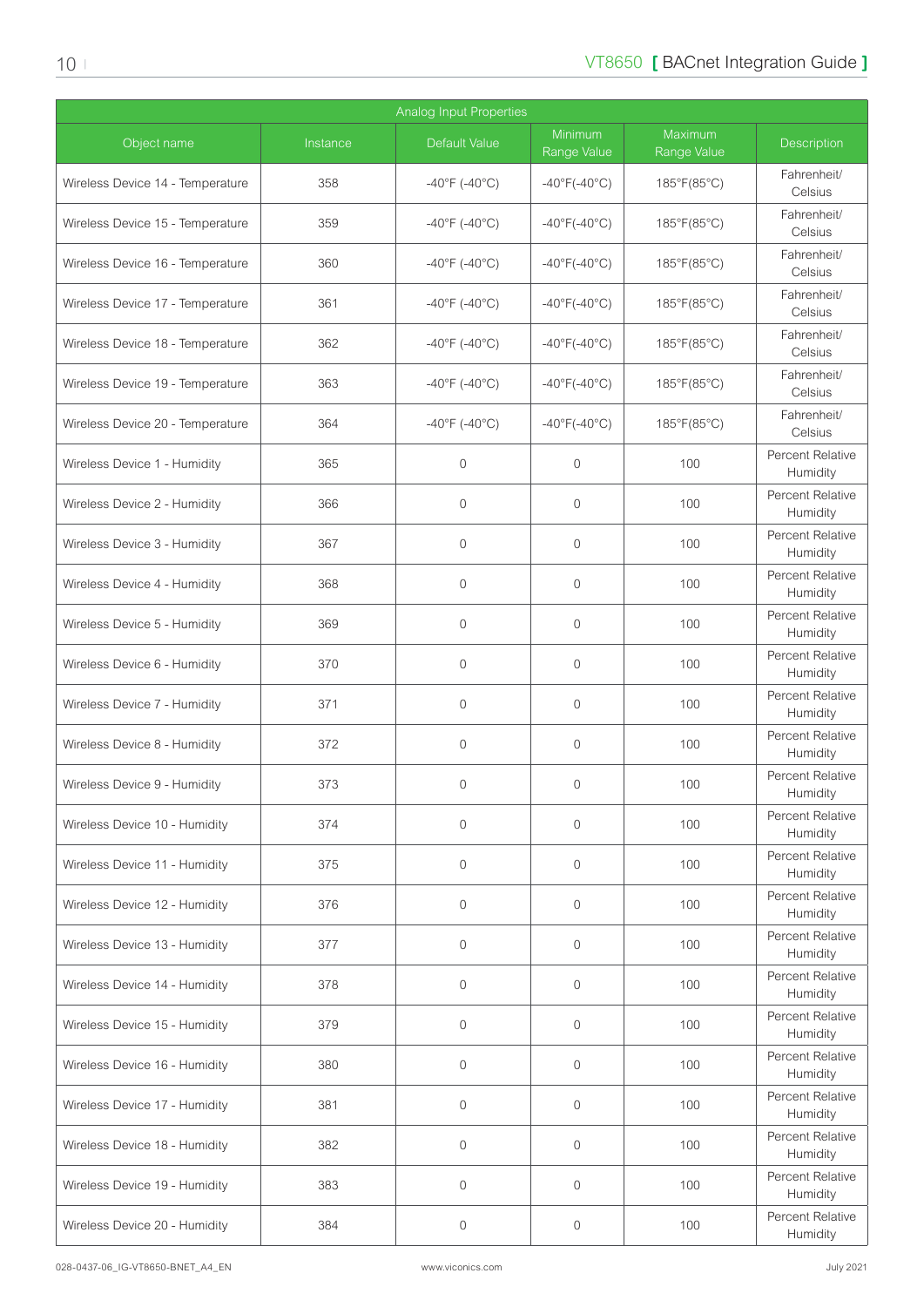| Analog Input Properties | | | | | |
|---|---|---|---|---|---|
| Object name | Instance | Default Value | Minimum Range Value | Maximum Range Value | Description |
| Wireless Device 14 - Temperature | 358 | -40°F (-40°C) | -40°F(-40°C) | 185°F(85°C) | Fahrenheit/ Celsius |
| Wireless Device 15 - Temperature | 359 | -40°F (-40°C) | -40°F(-40°C) | 185°F(85°C) | Fahrenheit/ Celsius |
| Wireless Device 16 - Temperature | 360 | -40°F (-40°C) | -40°F(-40°C) | 185°F(85°C) | Fahrenheit/ Celsius |
| Wireless Device 17 - Temperature | 361 | -40°F (-40°C) | -40°F(-40°C) | 185°F(85°C) | Fahrenheit/ Celsius |
| Wireless Device 18 - Temperature | 362 | -40°F (-40°C) | -40°F(-40°C) | 185°F(85°C) | Fahrenheit/ Celsius |
| Wireless Device 19 - Temperature | 363 | -40°F (-40°C) | -40°F(-40°C) | 185°F(85°C) | Fahrenheit/ Celsius |
| Wireless Device 20 - Temperature | 364 | -40°F (-40°C) | -40°F(-40°C) | 185°F(85°C) | Fahrenheit/ Celsius |
| Wireless Device 1 - Humidity | 365 | 0 | 0 | 100 | Percent Relative Humidity |
| Wireless Device 2 - Humidity | 366 | 0 | 0 | 100 | Percent Relative Humidity |
| Wireless Device 3 - Humidity | 367 | 0 | 0 | 100 | Percent Relative Humidity |
| Wireless Device 4 - Humidity | 368 | 0 | 0 | 100 | Percent Relative Humidity |
| Wireless Device 5 - Humidity | 369 | 0 | 0 | 100 | Percent Relative Humidity |
| Wireless Device 6 - Humidity | 370 | 0 | 0 | 100 | Percent Relative Humidity |
| Wireless Device 7 - Humidity | 371 | 0 | 0 | 100 | Percent Relative Humidity |
| Wireless Device 8 - Humidity | 372 | 0 | 0 | 100 | Percent Relative Humidity |
| Wireless Device 9 - Humidity | 373 | 0 | 0 | 100 | Percent Relative Humidity |
| Wireless Device 10 - Humidity | 374 | 0 | 0 | 100 | Percent Relative Humidity |
| Wireless Device 11 - Humidity | 375 | 0 | 0 | 100 | Percent Relative Humidity |
| Wireless Device 12 - Humidity | 376 | 0 | 0 | 100 | Percent Relative Humidity |
| Wireless Device 13 - Humidity | 377 | 0 | 0 | 100 | Percent Relative Humidity |
| Wireless Device 14 - Humidity | 378 | 0 | 0 | 100 | Percent Relative Humidity |
| Wireless Device 15 - Humidity | 379 | 0 | 0 | 100 | Percent Relative Humidity |
| Wireless Device 16 - Humidity | 380 | 0 | 0 | 100 | Percent Relative Humidity |
| Wireless Device 17 - Humidity | 381 | 0 | 0 | 100 | Percent Relative Humidity |
| Wireless Device 18 - Humidity | 382 | 0 | 0 | 100 | Percent Relative Humidity |
| Wireless Device 19 - Humidity | 383 | 0 | 0 | 100 | Percent Relative Humidity |
| Wireless Device 20 - Humidity | 384 | 0 | 0 | 100 | Percent Relative Humidity |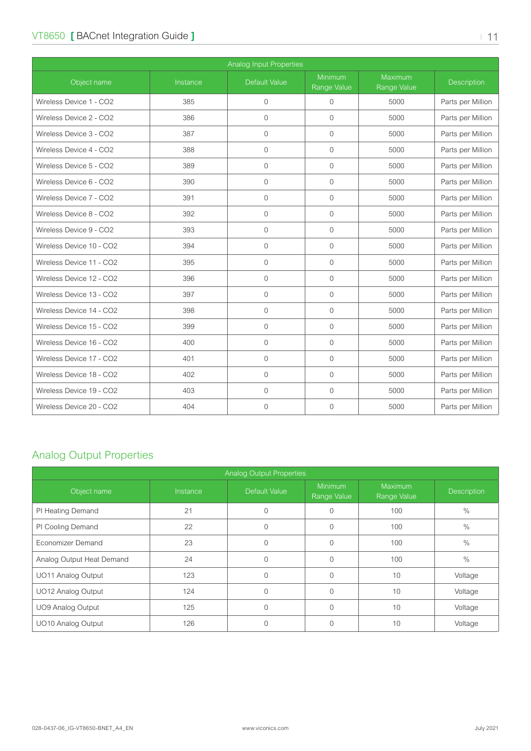| Analog Input Properties | | | | | |
|---|---|---|---|---|---|
| Object name | Instance | Default Value | Minimum Range Value | Maximum Range Value | Description |
| Wireless Device 1 - $CO_2$ | 385 | 0 | 0 | 5000 | Parts per Million |
| Wireless Device 2 - $CO_2$ | 386 | 0 | 0 | 5000 | Parts per Million |
| Wireless Device 3 - $CO_2$ | 387 | 0 | 0 | 5000 | Parts per Million |
| Wireless Device 4 - $CO_2$ | 388 | 0 | 0 | 5000 | Parts per Million |
| Wireless Device 5 - $CO_2$ | 389 | 0 | 0 | 5000 | Parts per Million |
| Wireless Device 6 - $CO_2$ | 390 | 0 | 0 | 5000 | Parts per Million |
| Wireless Device 7 - $CO_2$ | 391 | 0 | 0 | 5000 | Parts per Million |
| Wireless Device 8 - $CO_2$ | 392 | 0 | 0 | 5000 | Parts per Million |
| Wireless Device 9 - $CO_2$ | 393 | 0 | 0 | 5000 | Parts per Million |
| Wireless Device 10 - $CO_2$ | 394 | 0 | 0 | 5000 | Parts per Million |
| Wireless Device 11 - $CO_2$ | 395 | 0 | 0 | 5000 | Parts per Million |
| Wireless Device 12 - $CO_2$ | 396 | 0 | 0 | 5000 | Parts per Million |
| Wireless Device 13 - $CO_2$ | 397 | 0 | 0 | 5000 | Parts per Million |
| Wireless Device 14 - $CO_2$ | 398 | 0 | 0 | 5000 | Parts per Million |
| Wireless Device 15 - $CO_2$ | 399 | 0 | 0 | 5000 | Parts per Million |
| Wireless Device 16 - $CO_2$ | 400 | 0 | 0 | 5000 | Parts per Million |
| Wireless Device 17 - $CO_2$ | 401 | 0 | 0 | 5000 | Parts per Million |
| Wireless Device 18 - $CO_2$ | 402 | 0 | 0 | 5000 | Parts per Million |
| Wireless Device 19 - $CO_2$ | 403 | 0 | 0 | 5000 | Parts per Million |
| Wireless Device 20 - $CO_2$ | 404 | 0 | 0 | 5000 | Parts per Million |

## Analog Output Properties

| Analog Output Properties | | | | | |
|---|---|---|---|---|---|
| Object name | Instance | Default Value | Minimum Range Value | Maximum Range Value | Description |
| PI Heating Demand | 21 | 0 | 0 | 100 | % |
| PI Cooling Demand | 22 | 0 | 0 | 100 | % |
| Economizer Demand | 23 | 0 | 0 | 100 | % |
| Analog Output Heat Demand | 24 | 0 | 0 | 100 | % |
| UO11 Analog Output | 123 | 0 | 0 | 10 | Voltage |
| UO12 Analog Output | 124 | 0 | 0 | 10 | Voltage |
| UO9 Analog Output | 125 | 0 | 0 | 10 | Voltage |
| UO10 Analog Output | 126 | 0 | 0 | 10 | Voltage |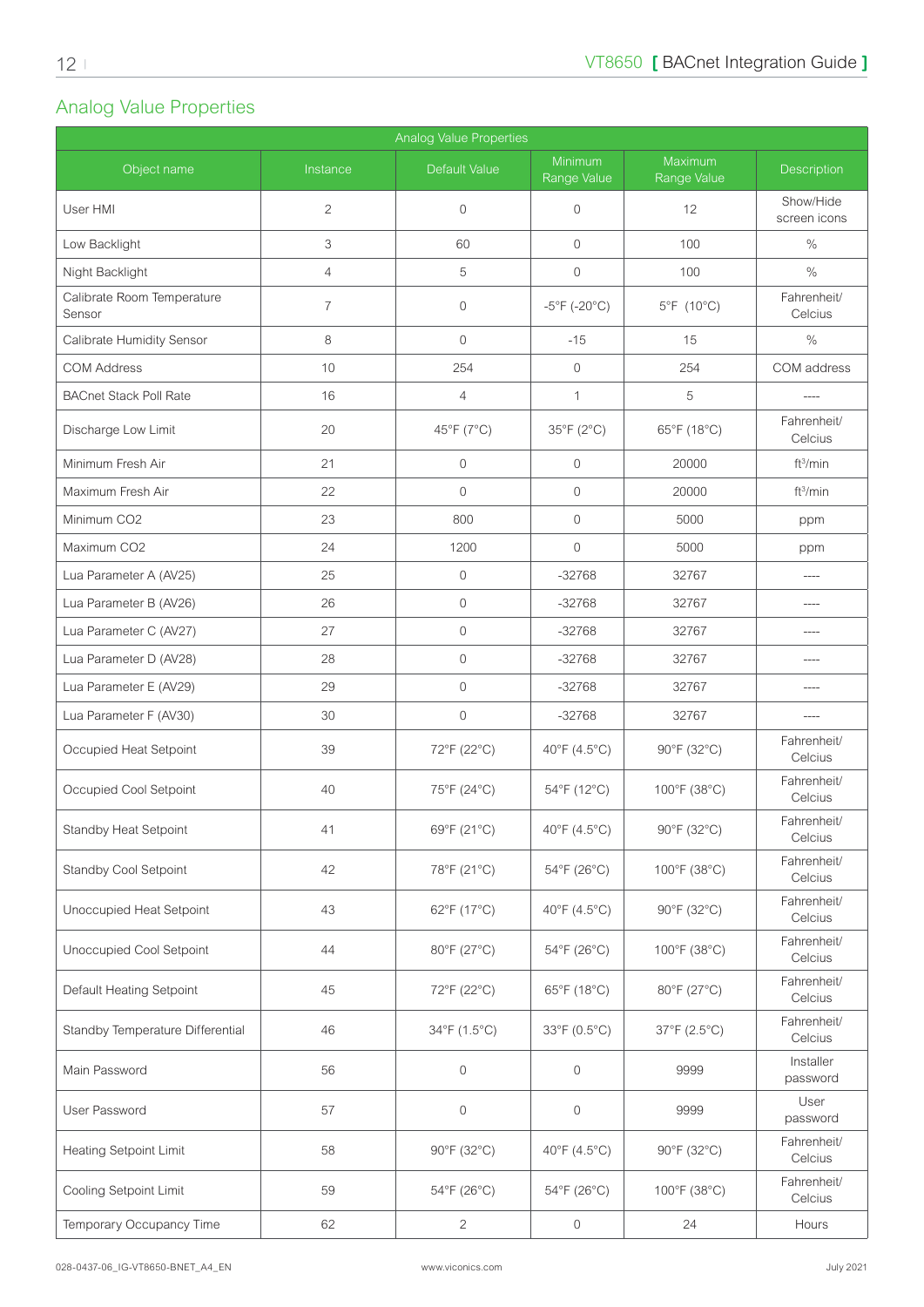## Analog Value Properties

| Analog Value Properties | | | | | |
|---|---|---|---|---|---|
| Object name | Instance | Default Value | Minimum Range Value | Maximum Range Value | Description |
| User HMI | 2 | 0 | 0 | 12 | Show/Hide screen icons |
| Low Backlight | 3 | 60 | 0 | 100 | % |
| Night Backlight | 4 | 5 | 0 | 100 | % |
| Calibrate Room Temperature Sensor | 7 | 0 | -5°F (-20°C) | 5°F (10°C) | Fahrenheit/ Celcius |
| Calibrate Humidity Sensor | 8 | 0 | -15 | 15 | % |
| COM Address | 10 | 254 | 0 | 254 | COM address |
| BACnet Stack Poll Rate | 16 | 4 | 1 | 5 | ---- |
| Discharge Low Limit | 20 | 45°F (7°C) | 35°F (2°C) | 65°F (18°C) | Fahrenheit/ Celcius |
| Minimum Fresh Air | 21 | 0 | 0 | 20000 | $ft^3$/min |
| Maximum Fresh Air | 22 | 0 | 0 | 20000 | $ft^3$/min |
| Minimum CO2 | 23 | 800 | 0 | 5000 | ppm |
| Maximum CO2 | 24 | 1200 | 0 | 5000 | ppm |
| Lua Parameter A (AV25) | 25 | 0 | -32768 | 32767 | ---- |
| Lua Parameter B (AV26) | 26 | 0 | -32768 | 32767 | ---- |
| Lua Parameter C (AV27) | 27 | 0 | -32768 | 32767 | ---- |
| Lua Parameter D (AV28) | 28 | 0 | -32768 | 32767 | ---- |
| Lua Parameter E (AV29) | 29 | 0 | -32768 | 32767 | ---- |
| Lua Parameter F (AV30) | 30 | 0 | -32768 | 32767 | ---- |
| Occupied Heat Setpoint | 39 | 72°F (22°C) | 40°F (4.5°C) | 90°F (32°C) | Fahrenheit/ Celcius |
| Occupied Cool Setpoint | 40 | 75°F (24°C) | 54°F (12°C) | 100°F (38°C) | Fahrenheit/ Celcius |
| Standby Heat Setpoint | 41 | 69°F (21°C) | 40°F (4.5°C) | 90°F (32°C) | Fahrenheit/ Celcius |
| Standby Cool Setpoint | 42 | 78°F (21°C) | 54°F (26°C) | 100°F (38°C) | Fahrenheit/ Celcius |
| Unoccupied Heat Setpoint | 43 | 62°F (17°C) | 40°F (4.5°C) | 90°F (32°C) | Fahrenheit/ Celcius |
| Unoccupied Cool Setpoint | 44 | 80°F (27°C) | 54°F (26°C) | 100°F (38°C) | Fahrenheit/ Celcius |
| Default Heating Setpoint | 45 | 72°F (22°C) | 65°F (18°C) | 80°F (27°C) | Fahrenheit/ Celcius |
| Standby Temperature Differential | 46 | 34°F (1.5°C) | 33°F (0.5°C) | 37°F (2.5°C) | Fahrenheit/ Celcius |
| Main Password | 56 | 0 | 0 | 9999 | Installer password |
| User Password | 57 | 0 | 0 | 9999 | User password |
| Heating Setpoint Limit | 58 | 90°F (32°C) | 40°F (4.5°C) | 90°F (32°C) | Fahrenheit/ Celcius |
| Cooling Setpoint Limit | 59 | 54°F (26°C) | 54°F (26°C) | 100°F (38°C) | Fahrenheit/ Celcius |
| Temporary Occupancy Time | 62 | 2 | 0 | 24 | Hours |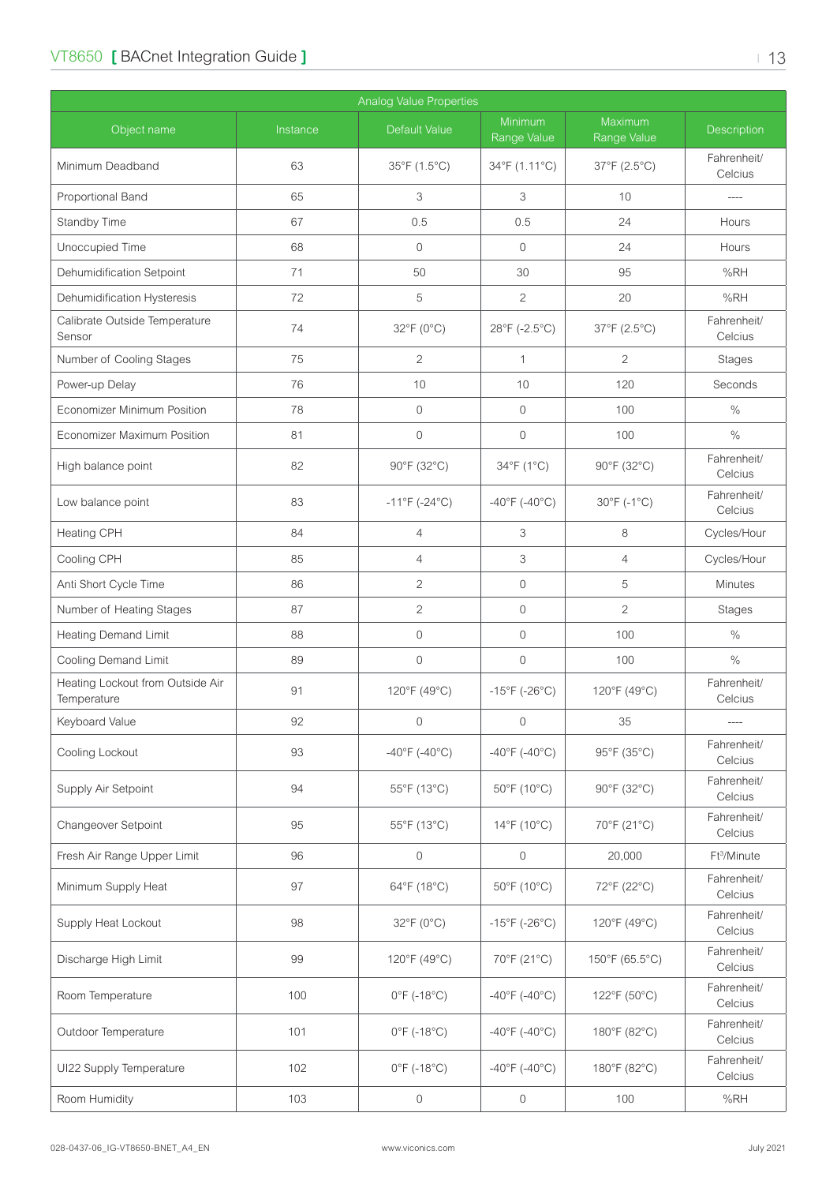| Analog Value Properties | | | | | |
|---|---|---|---|---|---|
| Object name | Instance | Default Value | Minimum Range Value | Maximum Range Value | Description |
| Minimum Deadband | 63 | 35°F (1.5°C) | 34°F (1.11°C) | 37°F (2.5°C) | Fahrenheit/ Celcius |
| Proportional Band | 65 | 3 | 3 | 10 | ---- |
| Standby Time | 67 | 0.5 | 0.5 | 24 | Hours |
| Unoccupied Time | 68 | 0 | 0 | 24 | Hours |
| Dehumidification Setpoint | 71 | 50 | 30 | 95 | %RH |
| Dehumidification Hysteresis | 72 | 5 | 2 | 20 | %RH |
| Calibrate Outside Temperature Sensor | 74 | 32°F (0°C) | 28°F (-2.5°C) | 37°F (2.5°C) | Fahrenheit/ Celcius |
| Number of Cooling Stages | 75 | 2 | 1 | 2 | Stages |
| Power-up Delay | 76 | 10 | 10 | 120 | Seconds |
| Economizer Minimum Position | 78 | 0 | 0 | 100 | % |
| Economizer Maximum Position | 81 | 0 | 0 | 100 | % |
| High balance point | 82 | 90°F (32°C) | 34°F (1°C) | 90°F (32°C) | Fahrenheit/ Celcius |
| Low balance point | 83 | -11°F (-24°C) | -40°F (-40°C) | 30°F (-1°C) | Fahrenheit/ Celcius |
| Heating CPH | 84 | 4 | 3 | 8 | Cycles/Hour |
| Cooling CPH | 85 | 4 | 3 | 4 | Cycles/Hour |
| Anti Short Cycle Time | 86 | 2 | 0 | 5 | Minutes |
| Number of Heating Stages | 87 | 2 | 0 | 2 | Stages |
| Heating Demand Limit | 88 | 0 | 0 | 100 | % |
| Cooling Demand Limit | 89 | 0 | 0 | 100 | % |
| Heating Lockout from Outside Air Temperature | 91 | 120°F (49°C) | -15°F (-26°C) | 120°F (49°C) | Fahrenheit/ Celcius |
| Keyboard Value | 92 | 0 | 0 | 35 | ---- |
| Cooling Lockout | 93 | -40°F (-40°C) | -40°F (-40°C) | 95°F (35°C) | Fahrenheit/ Celcius |
| Supply Air Setpoint | 94 | 55°F (13°C) | 50°F (10°C) | 90°F (32°C) | Fahrenheit/ Celcius |
| Changeover Setpoint | 95 | 55°F (13°C) | 14°F (10°C) | 70°F (21°C) | Fahrenheit/ Celcius |
| Fresh Air Range Upper Limit | 96 | 0 | 0 | 20,000 | $Ft^3$/Minute |
| Minimum Supply Heat | 97 | 64°F (18°C) | 50°F (10°C) | 72°F (22°C) | Fahrenheit/ Celcius |
| Supply Heat Lockout | 98 | 32°F (0°C) | -15°F (-26°C) | 120°F (49°C) | Fahrenheit/ Celcius |
| Discharge High Limit | 99 | 120°F (49°C) | 70°F (21°C) | 150°F (65.5°C) | Fahrenheit/ Celcius |
| Room Temperature | 100 | 0°F (-18°C) | -40°F (-40°C) | 122°F (50°C) | Fahrenheit/ Celcius |
| Outdoor Temperature | 101 | 0°F (-18°C) | -40°F (-40°C) | 180°F (82°C) | Fahrenheit/ Celcius |
| UI22 Supply Temperature | 102 | 0°F (-18°C) | -40°F (-40°C) | 180°F (82°C) | Fahrenheit/ Celcius |
| Room Humidity | 103 | 0 | 0 | 100 | %RH |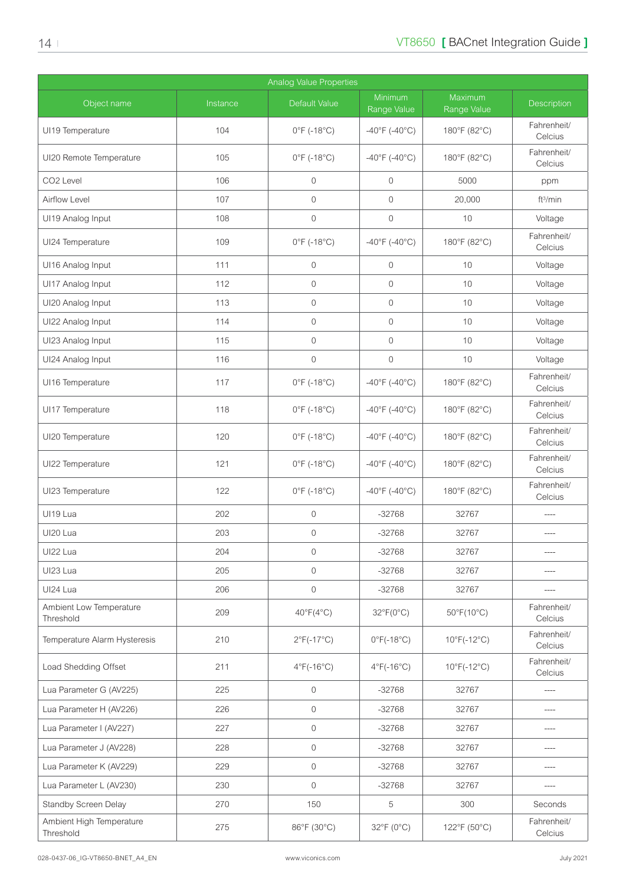| Analog Value Properties | | | | | |
|---|---|---|---|---|---|
| Object name | Instance | Default Value | Minimum Range Value | Maximum Range Value | Description |
| UI19 Temperature | 104 | 0°F (-18°C) | -40°F (-40°C) | 180°F (82°C) | Fahrenheit/ Celcius |
| UI20 Remote Temperature | 105 | 0°F (-18°C) | -40°F (-40°C) | 180°F (82°C) | Fahrenheit/ Celcius |
| CO2 Level | 106 | 0 | 0 | 5000 | ppm |
| Airflow Level | 107 | 0 | 0 | 20,000 | ft³/min |
| UI19 Analog Input | 108 | 0 | 0 | 10 | Voltage |
| UI24 Temperature | 109 | 0°F (-18°C) | -40°F (-40°C) | 180°F (82°C) | Fahrenheit/ Celcius |
| UI16 Analog Input | 111 | 0 | 0 | 10 | Voltage |
| UI17 Analog Input | 112 | 0 | 0 | 10 | Voltage |
| UI20 Analog Input | 113 | 0 | 0 | 10 | Voltage |
| UI22 Analog Input | 114 | 0 | 0 | 10 | Voltage |
| UI23 Analog Input | 115 | 0 | 0 | 10 | Voltage |
| UI24 Analog Input | 116 | 0 | 0 | 10 | Voltage |
| UI16 Temperature | 117 | 0°F (-18°C) | -40°F (-40°C) | 180°F (82°C) | Fahrenheit/ Celcius |
| UI17 Temperature | 118 | 0°F (-18°C) | -40°F (-40°C) | 180°F (82°C) | Fahrenheit/ Celcius |
| UI20 Temperature | 120 | 0°F (-18°C) | -40°F (-40°C) | 180°F (82°C) | Fahrenheit/ Celcius |
| UI22 Temperature | 121 | 0°F (-18°C) | -40°F (-40°C) | 180°F (82°C) | Fahrenheit/ Celcius |
| UI23 Temperature | 122 | 0°F (-18°C) | -40°F (-40°C) | 180°F (82°C) | Fahrenheit/ Celcius |
| UI19 Lua | 202 | 0 | -32768 | 32767 | ---- |
| UI20 Lua | 203 | 0 | -32768 | 32767 | ---- |
| UI22 Lua | 204 | 0 | -32768 | 32767 | ---- |
| UI23 Lua | 205 | 0 | -32768 | 32767 | ---- |
| UI24 Lua | 206 | 0 | -32768 | 32767 | ---- |
| Ambient Low Temperature Threshold | 209 | 40°F(4°C) | 32°F(0°C) | 50°F(10°C) | Fahrenheit/ Celcius |
| Temperature Alarm Hysteresis | 210 | 2°F(-17°C) | 0°F(-18°C) | 10°F(-12°C) | Fahrenheit/ Celcius |
| Load Shedding Offset | 211 | 4°F(-16°C) | 4°F(-16°C) | 10°F(-12°C) | Fahrenheit/ Celcius |
| Lua Parameter G (AV225) | 225 | 0 | -32768 | 32767 | ---- |
| Lua Parameter H (AV226) | 226 | 0 | -32768 | 32767 | ---- |
| Lua Parameter I (AV227) | 227 | 0 | -32768 | 32767 | ---- |
| Lua Parameter J (AV228) | 228 | 0 | -32768 | 32767 | ---- |
| Lua Parameter K (AV229) | 229 | 0 | -32768 | 32767 | ---- |
| Lua Parameter L (AV230) | 230 | 0 | -32768 | 32767 | ---- |
| Standby Screen Delay | 270 | 150 | 5 | 300 | Seconds |
| Ambient High Temperature Threshold | 275 | 86°F (30°C) | 32°F (0°C) | 122°F (50°C) | Fahrenheit/ Celcius |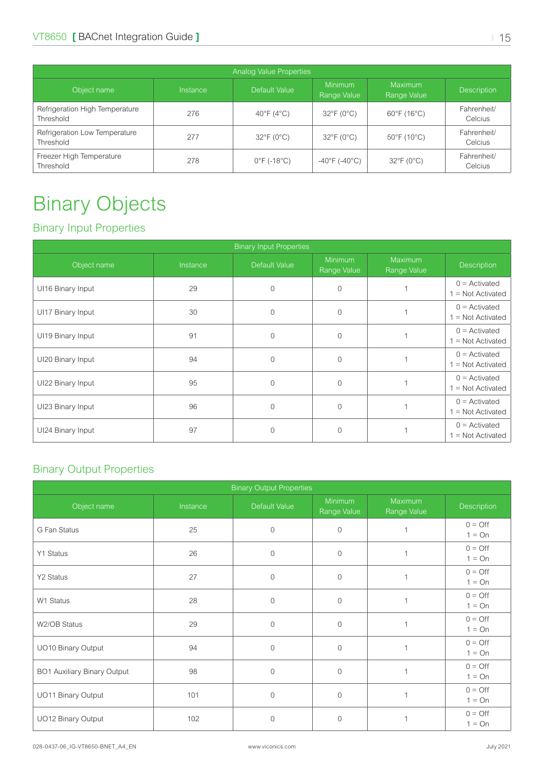| Analog Value Properties | | | | | |
|---|---|---|---|---|---|
| Object name | Instance | Default Value | Minimum Range Value | Maximum Range Value | Description |
| Refrigeration High Temperature Threshold | 276 | 40°F (4°C) | 32°F (0°C) | 60°F (16°C) | Fahrenheit/ Celcius |
| Refrigeration Low Temperature Threshold | 277 | 32°F (0°C) | 32°F (0°C) | 50°F (10°C) | Fahrenheit/ Celcius |
| Freezer High Temperature Threshold | 278 | 0°F (-18°C) | -40°F (-40°C) | 32°F (0°C) | Fahrenheit/ Celcius |

# Binary Objects

## Binary Input Properties

| Binary Input Properties | | | | | |
|---|---|---|---|---|---|
| Object name | Instance | Default Value | Minimum Range Value | Maximum Range Value | Description |
| UI16 Binary Input | 29 | 0 | 0 | 1 | 0 = Activated 1 = Not Activated |
| UI17 Binary Input | 30 | 0 | 0 | 1 | 0 = Activated 1 = Not Activated |
| UI19 Binary Input | 91 | 0 | 0 | 1 | 0 = Activated 1 = Not Activated |
| UI20 Binary Input | 94 | 0 | 0 | 1 | 0 = Activated 1 = Not Activated |
| UI22 Binary Input | 95 | 0 | 0 | 1 | 0 = Activated 1 = Not Activated |
| UI23 Binary Input | 96 | 0 | 0 | 1 | 0 = Activated 1 = Not Activated |
| UI24 Binary Input | 97 | 0 | 0 | 1 | 0 = Activated 1 = Not Activated |

## Binary Output Properties

| Binary Output Properties | | | | | |
|---|---|---|---|---|---|
| Object name | Instance | Default Value | Minimum Range Value | Maximum Range Value | Description |
| G Fan Status | 25 | 0 | 0 | 1 | 0 = Off 1 = On |
| Y1 Status | 26 | 0 | 0 | 1 | 0 = Off 1 = On |
| Y2 Status | 27 | 0 | 0 | 1 | 0 = Off 1 = On |
| W1 Status | 28 | 0 | 0 | 1 | 0 = Off 1 = On |
| W2/OB Status | 29 | 0 | 0 | 1 | 0 = Off 1 = On |
| UO10 Binary Output | 94 | 0 | 0 | 1 | 0 = Off 1 = On |
| BO1 Auxiliary Binary Output | 98 | 0 | 0 | 1 | 0 = Off 1 = On |
| UO11 Binary Output | 101 | 0 | 0 | 1 | 0 = Off 1 = On |
| UO12 Binary Output | 102 | 0 | 0 | 1 | 0 = Off 1 = On |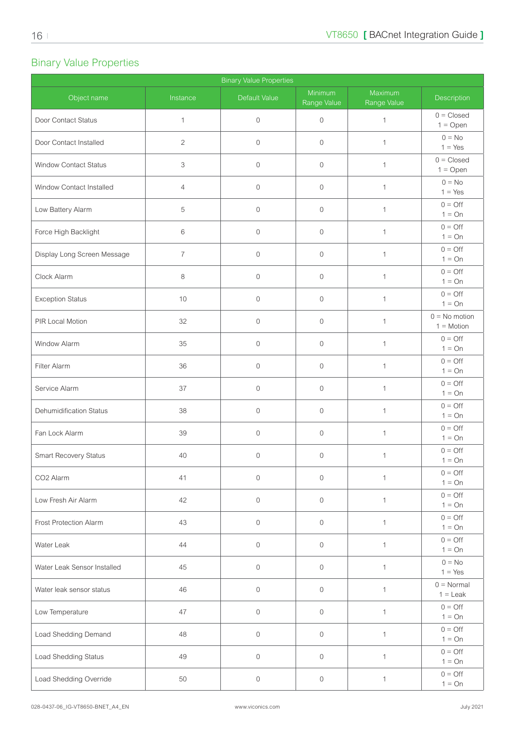## Binary Value Properties

| Binary Value Properties | | | | | |
|---|---|---|---|---|---|
| Object name | Instance | Default Value | Minimum Range Value | Maximum Range Value | Description |
| Door Contact Status | 1 | 0 | 0 | 1 | 0 = Closed 1 = Open |
| Door Contact Installed | 2 | 0 | 0 | 1 | 0 = No 1 = Yes |
| Window Contact Status | 3 | 0 | 0 | 1 | 0 = Closed 1 = Open |
| Window Contact Installed | 4 | 0 | 0 | 1 | 0 = No 1 = Yes |
| Low Battery Alarm | 5 | 0 | 0 | 1 | 0 = Off 1 = On |
| Force High Backlight | 6 | 0 | 0 | 1 | 0 = Off 1 = On |
| Display Long Screen Message | 7 | 0 | 0 | 1 | 0 = Off 1 = On |
| Clock Alarm | 8 | 0 | 0 | 1 | 0 = Off 1 = On |
| Exception Status | 10 | 0 | 0 | 1 | 0 = Off 1 = On |
| PIR Local Motion | 32 | 0 | 0 | 1 | 0 = No motion 1 = Motion |
| Window Alarm | 35 | 0 | 0 | 1 | 0 = Off 1 = On |
| Filter Alarm | 36 | 0 | 0 | 1 | 0 = Off 1 = On |
| Service Alarm | 37 | 0 | 0 | 1 | 0 = Off 1 = On |
| Dehumidification Status | 38 | 0 | 0 | 1 | 0 = Off 1 = On |
| Fan Lock Alarm | 39 | 0 | 0 | 1 | 0 = Off 1 = On |
| Smart Recovery Status | 40 | 0 | 0 | 1 | 0 = Off 1 = On |
| CO2 Alarm | 41 | 0 | 0 | 1 | 0 = Off 1 = On |
| Low Fresh Air Alarm | 42 | 0 | 0 | 1 | 0 = Off 1 = On |
| Frost Protection Alarm | 43 | 0 | 0 | 1 | 0 = Off 1 = On |
| Water Leak | 44 | 0 | 0 | 1 | 0 = Off 1 = On |
| Water Leak Sensor Installed | 45 | 0 | 0 | 1 | 0 = No 1 = Yes |
| Water leak sensor status | 46 | 0 | 0 | 1 | 0 = Normal 1 = Leak |
| Low Temperature | 47 | 0 | 0 | 1 | 0 = Off 1 = On |
| Load Shedding Demand | 48 | 0 | 0 | 1 | 0 = Off 1 = On |
| Load Shedding Status | 49 | 0 | 0 | 1 | 0 = Off 1 = On |
| Load Shedding Override | 50 | 0 | 0 | 1 | 0 = Off 1 = On |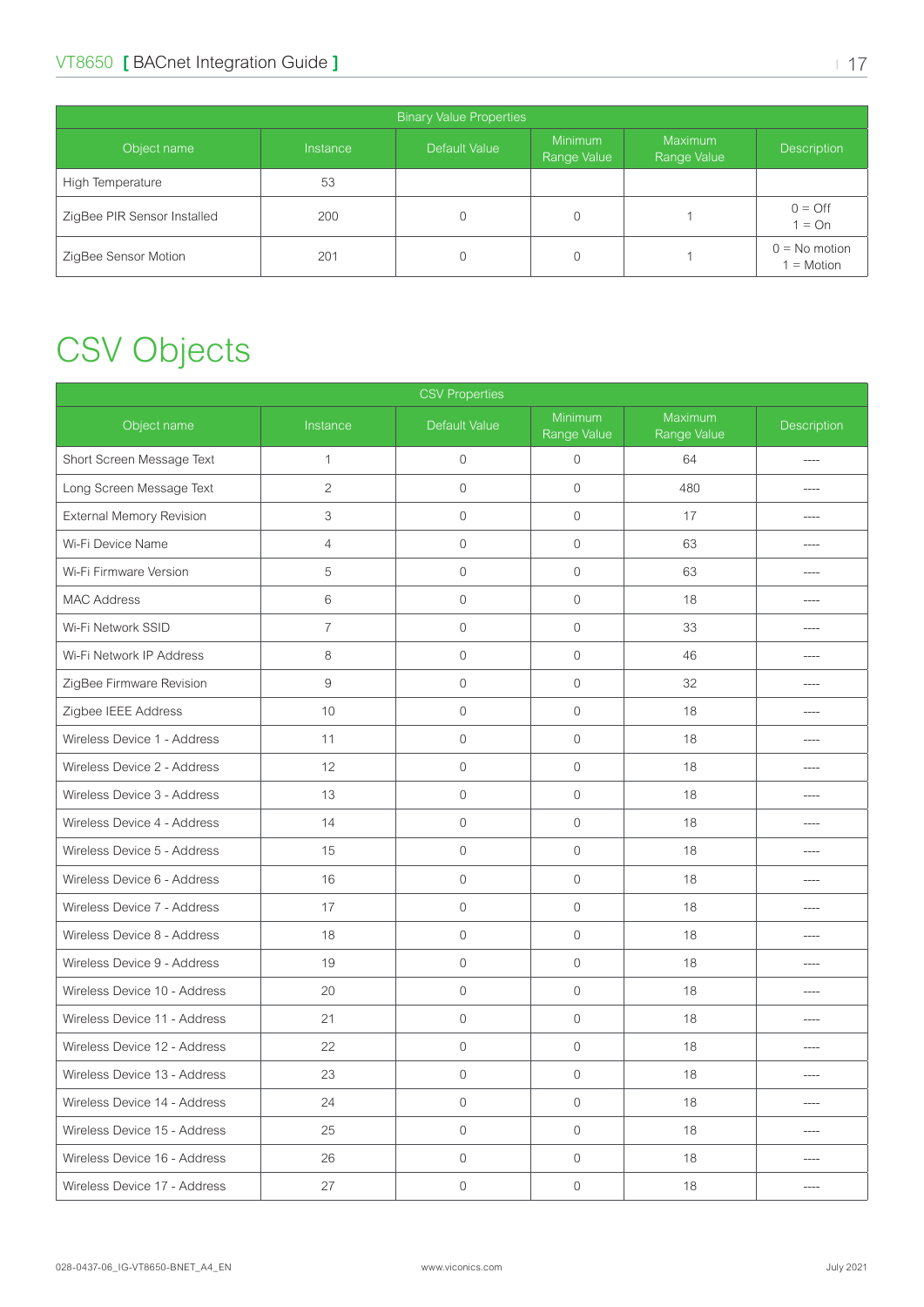| Binary Value Properties | | | | | |
|---|---|---|---|---|---|
| Object name | Instance | Default Value | Minimum Range Value | Maximum Range Value | Description |
| High Temperature | 53 | | | | |
| ZigBee PIR Sensor Installed | 200 | 0 | 0 | 1 | 0 = Off<br>1 = On |
| ZigBee Sensor Motion | 201 | 0 | 0 | 1 | 0 = No motion<br>1 = Motion |

# CSV Objects

| CSV Properties | | | | | |
|---|---|---|---|---|---|
| Object name | Instance | Default Value | Minimum Range Value | Maximum Range Value | Description |
| Short Screen Message Text | 1 | 0 | 0 | 64 | ---- |
| Long Screen Message Text | 2 | 0 | 0 | 480 | ---- |
| External Memory Revision | 3 | 0 | 0 | 17 | ---- |
| Wi-Fi Device Name | 4 | 0 | 0 | 63 | ---- |
| Wi-Fi Firmware Version | 5 | 0 | 0 | 63 | ---- |
| MAC Address | 6 | 0 | 0 | 18 | ---- |
| Wi-Fi Network SSID | 7 | 0 | 0 | 33 | ---- |
| Wi-Fi Network IP Address | 8 | 0 | 0 | 46 | ---- |
| ZigBee Firmware Revision | 9 | 0 | 0 | 32 | ---- |
| Zigbee IEEE Address | 10 | 0 | 0 | 18 | ---- |
| Wireless Device 1 - Address | 11 | 0 | 0 | 18 | ---- |
| Wireless Device 2 - Address | 12 | 0 | 0 | 18 | ---- |
| Wireless Device 3 - Address | 13 | 0 | 0 | 18 | ---- |
| Wireless Device 4 - Address | 14 | 0 | 0 | 18 | ---- |
| Wireless Device 5 - Address | 15 | 0 | 0 | 18 | ---- |
| Wireless Device 6 - Address | 16 | 0 | 0 | 18 | ---- |
| Wireless Device 7 - Address | 17 | 0 | 0 | 18 | ---- |
| Wireless Device 8 - Address | 18 | 0 | 0 | 18 | ---- |
| Wireless Device 9 - Address | 19 | 0 | 0 | 18 | ---- |
| Wireless Device 10 - Address | 20 | 0 | 0 | 18 | ---- |
| Wireless Device 11 - Address | 21 | 0 | 0 | 18 | ---- |
| Wireless Device 12 - Address | 22 | 0 | 0 | 18 | ---- |
| Wireless Device 13 - Address | 23 | 0 | 0 | 18 | ---- |
| Wireless Device 14 - Address | 24 | 0 | 0 | 18 | ---- |
| Wireless Device 15 - Address | 25 | 0 | 0 | 18 | ---- |
| Wireless Device 16 - Address | 26 | 0 | 0 | 18 | ---- |
| Wireless Device 17 - Address | 27 | 0 | 0 | 18 | ---- |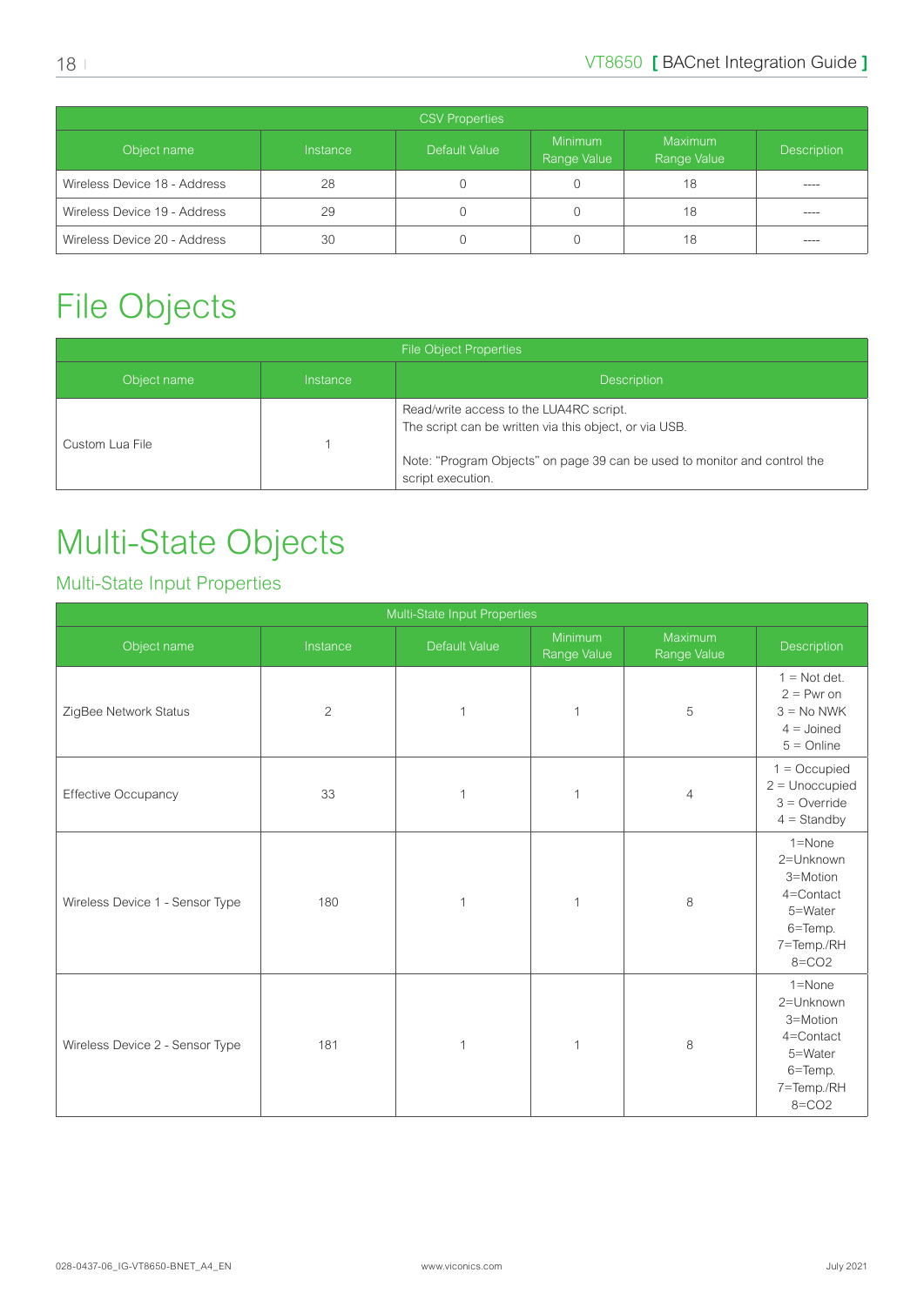| CSV Properties | | | | | |
|---|---|---|---|---|---|
| Object name | Instance | Default Value | Minimum Range Value | Maximum Range Value | Description |
| Wireless Device 18 - Address | 28 | 0 | 0 | 18 | ---- |
| Wireless Device 19 - Address | 29 | 0 | 0 | 18 | ---- |
| Wireless Device 20 - Address | 30 | 0 | 0 | 18 | ---- |

# File Objects

| File Object Properties | | |
|---|---|---|
| Object name | Instance | Description |
| Custom Lua File | 1 | Read/write access to the LUA4RC script.<br>The script can be written via this object, or via USB.<br><br>Note: "Program Objects" on page 39 can be used to monitor and control the script execution. |

# Multi-State Objects

## Multi-State Input Properties

| Multi-State Input Properties | | | | | |
|---|---|---|---|---|---|
| Object name | Instance | Default Value | Minimum Range Value | Maximum Range Value | Description |
| ZigBee Network Status | 2 | 1 | 1 | 5 | 1 = Not det.<br>2 = Pwr on<br>3 = No NWK<br>4 = Joined<br>5 = Online |
| Effective Occupancy | 33 | 1 | 1 | 4 | 1 = Occupied<br>2 = Unoccupied<br>3 = Override<br>4 = Standby |
| Wireless Device 1 - Sensor Type | 180 | 1 | 1 | 8 | 1=None<br>2=Unknown<br>3=Motion<br>4=Contact<br>5=Water<br>6=Temp.<br>7=Temp./RH<br>8=CO2 |
| Wireless Device 2 - Sensor Type | 181 | 1 | 1 | 8 | 1=None<br>2=Unknown<br>3=Motion<br>4=Contact<br>5=Water<br>6=Temp.<br>7=Temp./RH<br>8=CO2 |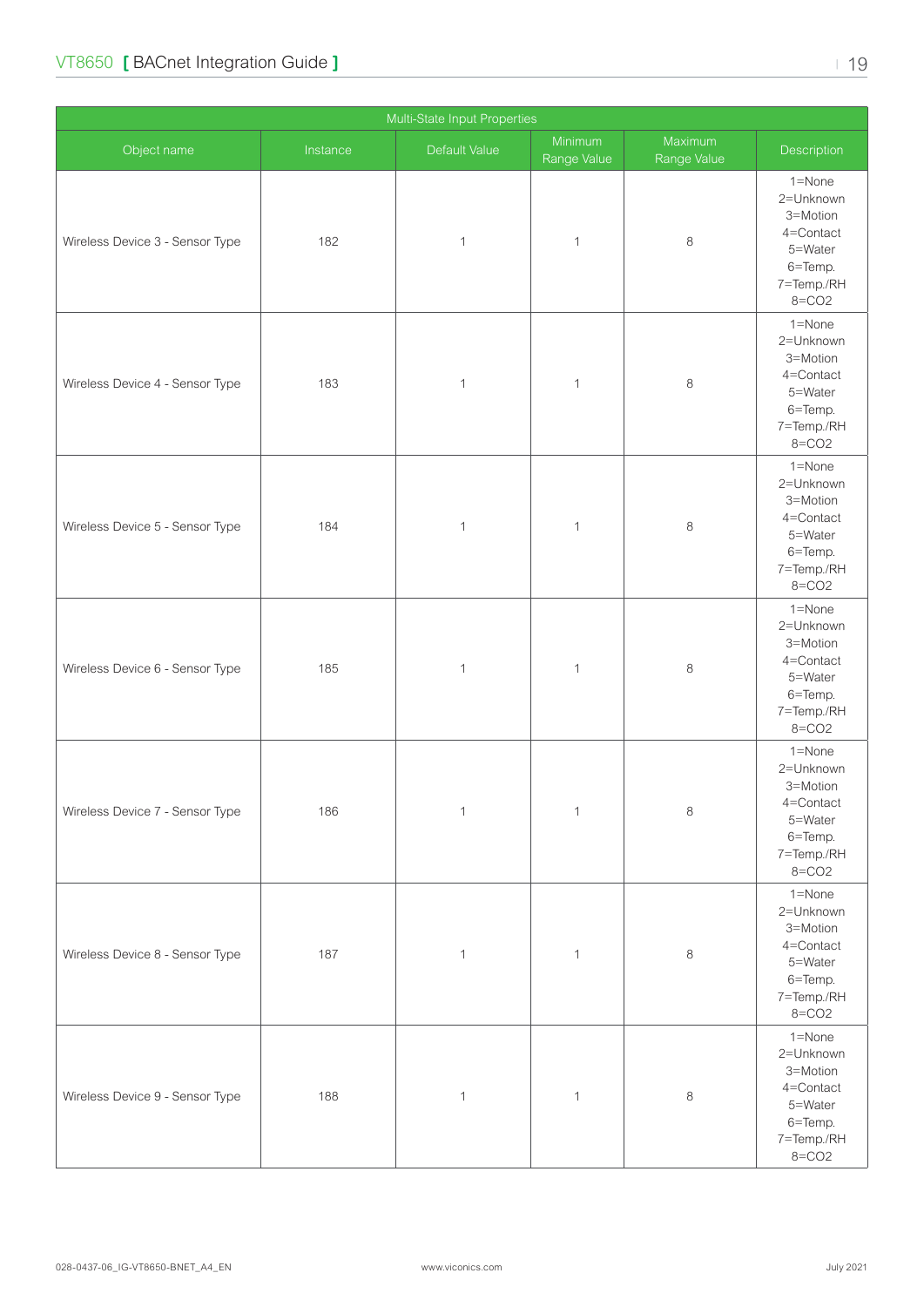| Multi-State Input Properties | | | | | |
|---|---|---|---|---|---|
| Object name | Instance | Default Value | Minimum Range Value | Maximum Range Value | Description |
| Wireless Device 3 - Sensor Type | 182 | 1 | 1 | 8 | 1=None 2=Unknown 3=Motion 4=Contact 5=Water 6=Temp. 7=Temp./RH 8=CO2 |
| Wireless Device 4 - Sensor Type | 183 | 1 | 1 | 8 | 1=None 2=Unknown 3=Motion 4=Contact 5=Water 6=Temp. 7=Temp./RH 8=CO2 |
| Wireless Device 5 - Sensor Type | 184 | 1 | 1 | 8 | 1=None 2=Unknown 3=Motion 4=Contact 5=Water 6=Temp. 7=Temp./RH 8=CO2 |
| Wireless Device 6 - Sensor Type | 185 | 1 | 1 | 8 | 1=None 2=Unknown 3=Motion 4=Contact 5=Water 6=Temp. 7=Temp./RH 8=CO2 |
| Wireless Device 7 - Sensor Type | 186 | 1 | 1 | 8 | 1=None 2=Unknown 3=Motion 4=Contact 5=Water 6=Temp. 7=Temp./RH 8=CO2 |
| Wireless Device 8 - Sensor Type | 187 | 1 | 1 | 8 | 1=None 2=Unknown 3=Motion 4=Contact 5=Water 6=Temp. 7=Temp./RH 8=CO2 |
| Wireless Device 9 - Sensor Type | 188 | 1 | 1 | 8 | 1=None 2=Unknown 3=Motion 4=Contact 5=Water 6=Temp. 7=Temp./RH 8=CO2 |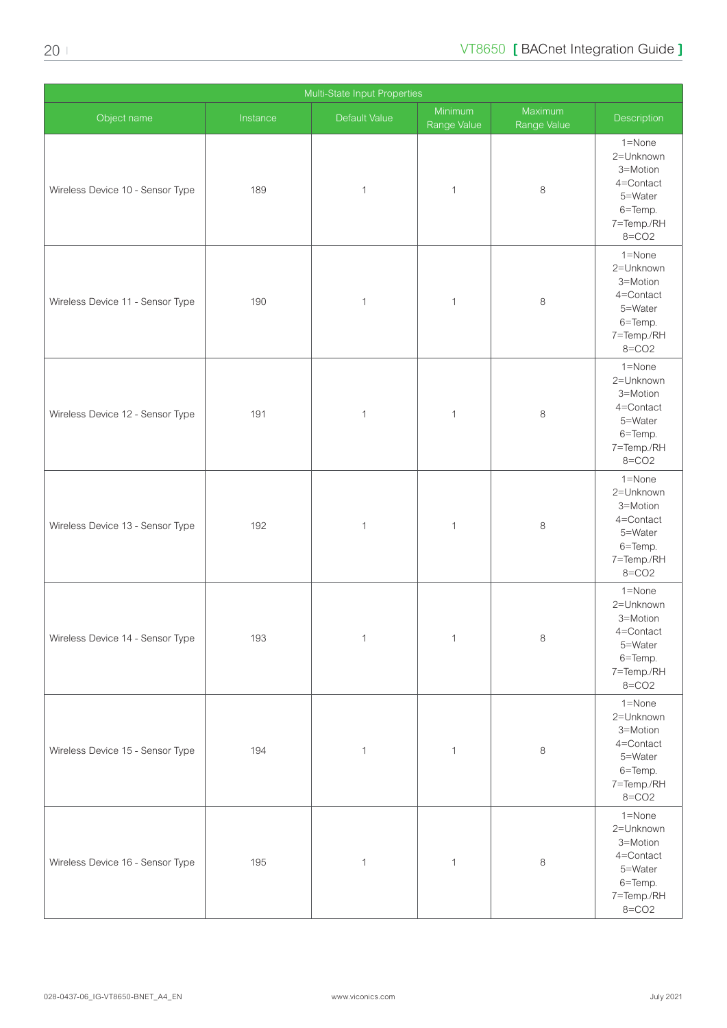| Multi-State Input Properties | | | | | |
|---|---|---|---|---|---|
| Object name | Instance | Default Value | Minimum Range Value | Maximum Range Value | Description |
| Wireless Device 10 - Sensor Type | 189 | 1 | 1 | 8 | 1=None 2=Unknown 3=Motion 4=Contact 5=Water 6=Temp. 7=Temp./RH 8=CO2 |
| Wireless Device 11 - Sensor Type | 190 | 1 | 1 | 8 | 1=None 2=Unknown 3=Motion 4=Contact 5=Water 6=Temp. 7=Temp./RH 8=CO2 |
| Wireless Device 12 - Sensor Type | 191 | 1 | 1 | 8 | 1=None 2=Unknown 3=Motion 4=Contact 5=Water 6=Temp. 7=Temp./RH 8=CO2 |
| Wireless Device 13 - Sensor Type | 192 | 1 | 1 | 8 | 1=None 2=Unknown 3=Motion 4=Contact 5=Water 6=Temp. 7=Temp./RH 8=CO2 |
| Wireless Device 14 - Sensor Type | 193 | 1 | 1 | 8 | 1=None 2=Unknown 3=Motion 4=Contact 5=Water 6=Temp. 7=Temp./RH 8=CO2 |
| Wireless Device 15 - Sensor Type | 194 | 1 | 1 | 8 | 1=None 2=Unknown 3=Motion 4=Contact 5=Water 6=Temp. 7=Temp./RH 8=CO2 |
| Wireless Device 16 - Sensor Type | 195 | 1 | 1 | 8 | 1=None 2=Unknown 3=Motion 4=Contact 5=Water 6=Temp. 7=Temp./RH 8=CO2 |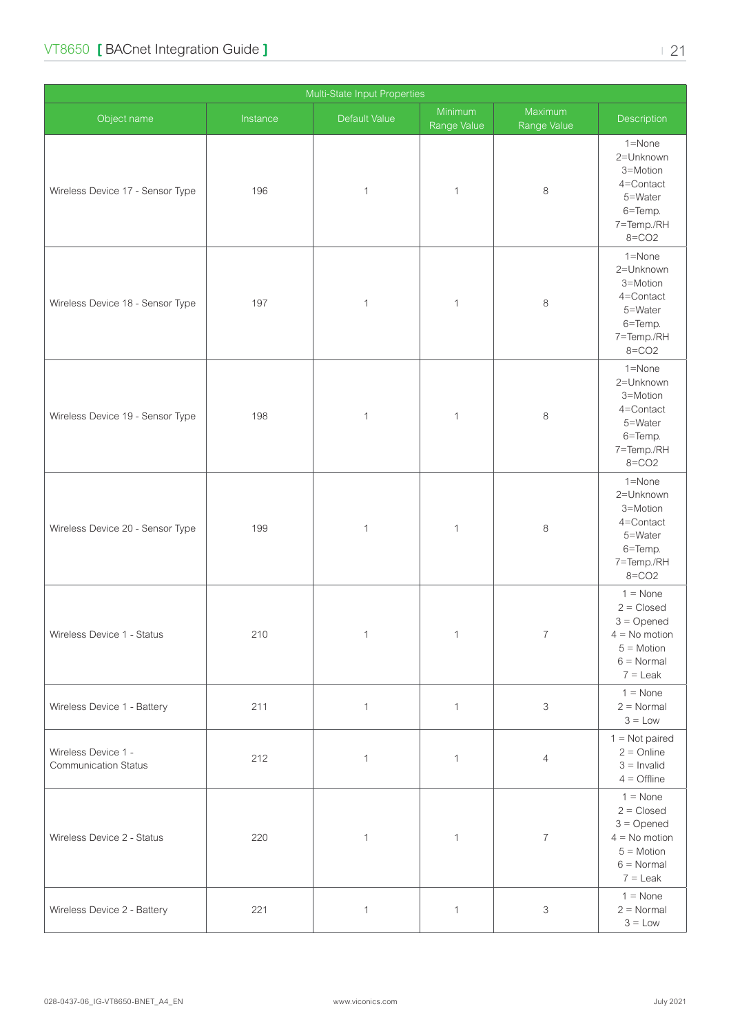| Multi-State Input Properties | | | | | |
|---|---|---|---|---|---|
| Object name | Instance | Default Value | Minimum Range Value | Maximum Range Value | Description |
| Wireless Device 17 - Sensor Type | 196 | 1 | 1 | 8 | 1=None<br>2=Unknown<br>3=Motion<br>4=Contact<br>5=Water<br>6=Temp.<br>7=Temp./RH<br>8=CO2 |
| Wireless Device 18 - Sensor Type | 197 | 1 | 1 | 8 | 1=None<br>2=Unknown<br>3=Motion<br>4=Contact<br>5=Water<br>6=Temp.<br>7=Temp./RH<br>8=CO2 |
| Wireless Device 19 - Sensor Type | 198 | 1 | 1 | 8 | 1=None<br>2=Unknown<br>3=Motion<br>4=Contact<br>5=Water<br>6=Temp.<br>7=Temp./RH<br>8=CO2 |
| Wireless Device 20 - Sensor Type | 199 | 1 | 1 | 8 | 1=None<br>2=Unknown<br>3=Motion<br>4=Contact<br>5=Water<br>6=Temp.<br>7=Temp./RH<br>8=CO2 |
| Wireless Device 1 - Status | 210 | 1 | 1 | 7 | 1 = None<br>2 = Closed<br>3 = Opened<br>4 = No motion<br>5 = Motion<br>6 = Normal<br>7 = Leak |
| Wireless Device 1 - Battery | 211 | 1 | 1 | 3 | 1 = None<br>2 = Normal<br>3 = Low |
| Wireless Device 1 - Communication Status | 212 | 1 | 1 | 4 | 1 = Not paired<br>2 = Online<br>3 = Invalid<br>4 = Offline |
| Wireless Device 2 - Status | 220 | 1 | 1 | 7 | 1 = None<br>2 = Closed<br>3 = Opened<br>4 = No motion<br>5 = Motion<br>6 = Normal<br>7 = Leak |
| Wireless Device 2 - Battery | 221 | 1 | 1 | 3 | 1 = None<br>2 = Normal<br>3 = Low |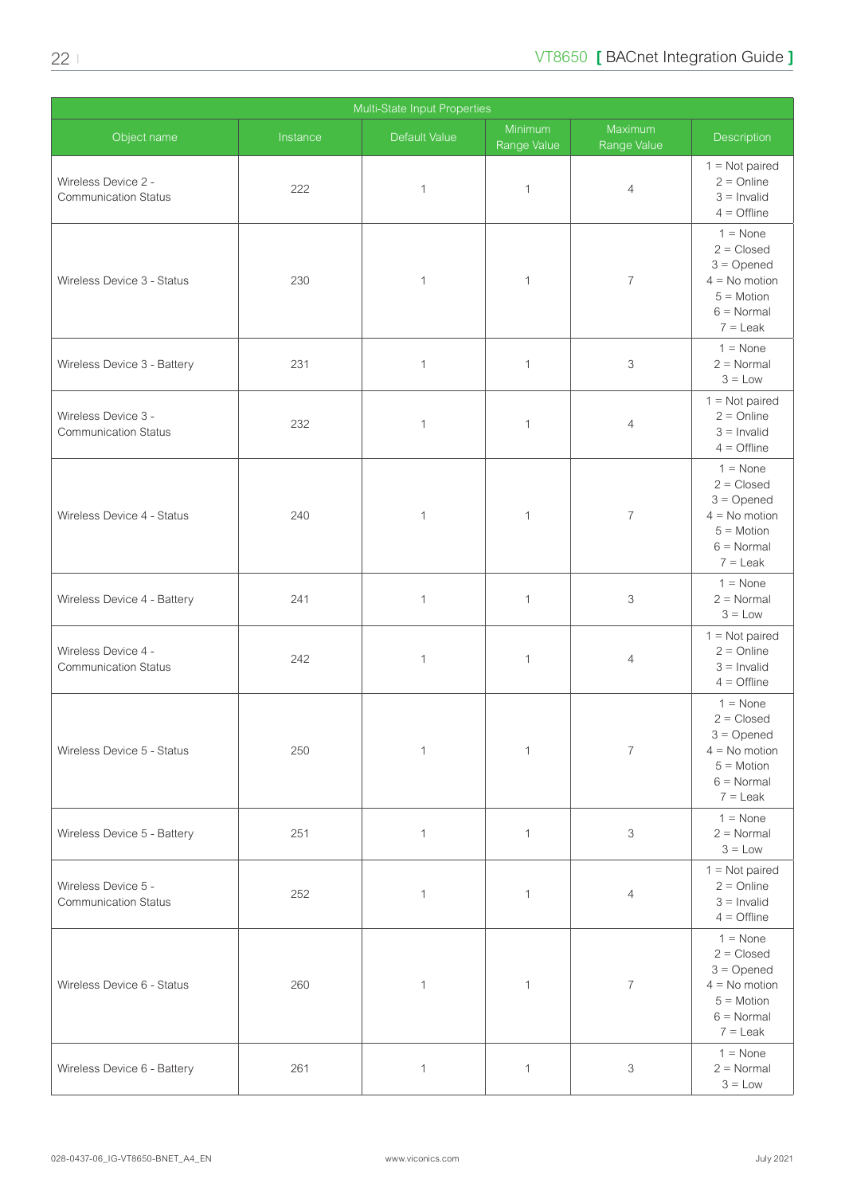| Multi-State Input Properties | | | | | |
|---|---|---|---|---|---|
| Object name | Instance | Default Value | Minimum Range Value | Maximum Range Value | Description |
| Wireless Device 2 - Communication Status | 222 | 1 | 1 | 4 | 1 = Not paired<br>2 = Online<br>3 = Invalid<br>4 = Offline |
| Wireless Device 3 - Status | 230 | 1 | 1 | 7 | 1 = None<br>2 = Closed<br>3 = Opened<br>4 = No motion<br>5 = Motion<br>6 = Normal<br>7 = Leak |
| Wireless Device 3 - Battery | 231 | 1 | 1 | 3 | 1 = None<br>2 = Normal<br>3 = Low |
| Wireless Device 3 - Communication Status | 232 | 1 | 1 | 4 | 1 = Not paired<br>2 = Online<br>3 = Invalid<br>4 = Offline |
| Wireless Device 4 - Status | 240 | 1 | 1 | 7 | 1 = None<br>2 = Closed<br>3 = Opened<br>4 = No motion<br>5 = Motion<br>6 = Normal<br>7 = Leak |
| Wireless Device 4 - Battery | 241 | 1 | 1 | 3 | 1 = None<br>2 = Normal<br>3 = Low |
| Wireless Device 4 - Communication Status | 242 | 1 | 1 | 4 | 1 = Not paired<br>2 = Online<br>3 = Invalid<br>4 = Offline |
| Wireless Device 5 - Status | 250 | 1 | 1 | 7 | 1 = None<br>2 = Closed<br>3 = Opened<br>4 = No motion<br>5 = Motion<br>6 = Normal<br>7 = Leak |
| Wireless Device 5 - Battery | 251 | 1 | 1 | 3 | 1 = None<br>2 = Normal<br>3 = Low |
| Wireless Device 5 - Communication Status | 252 | 1 | 1 | 4 | 1 = Not paired<br>2 = Online<br>3 = Invalid<br>4 = Offline |
| Wireless Device 6 - Status | 260 | 1 | 1 | 7 | 1 = None<br>2 = Closed<br>3 = Opened<br>4 = No motion<br>5 = Motion<br>6 = Normal<br>7 = Leak |
| Wireless Device 6 - Battery | 261 | 1 | 1 | 3 | 1 = None<br>2 = Normal<br>3 = Low |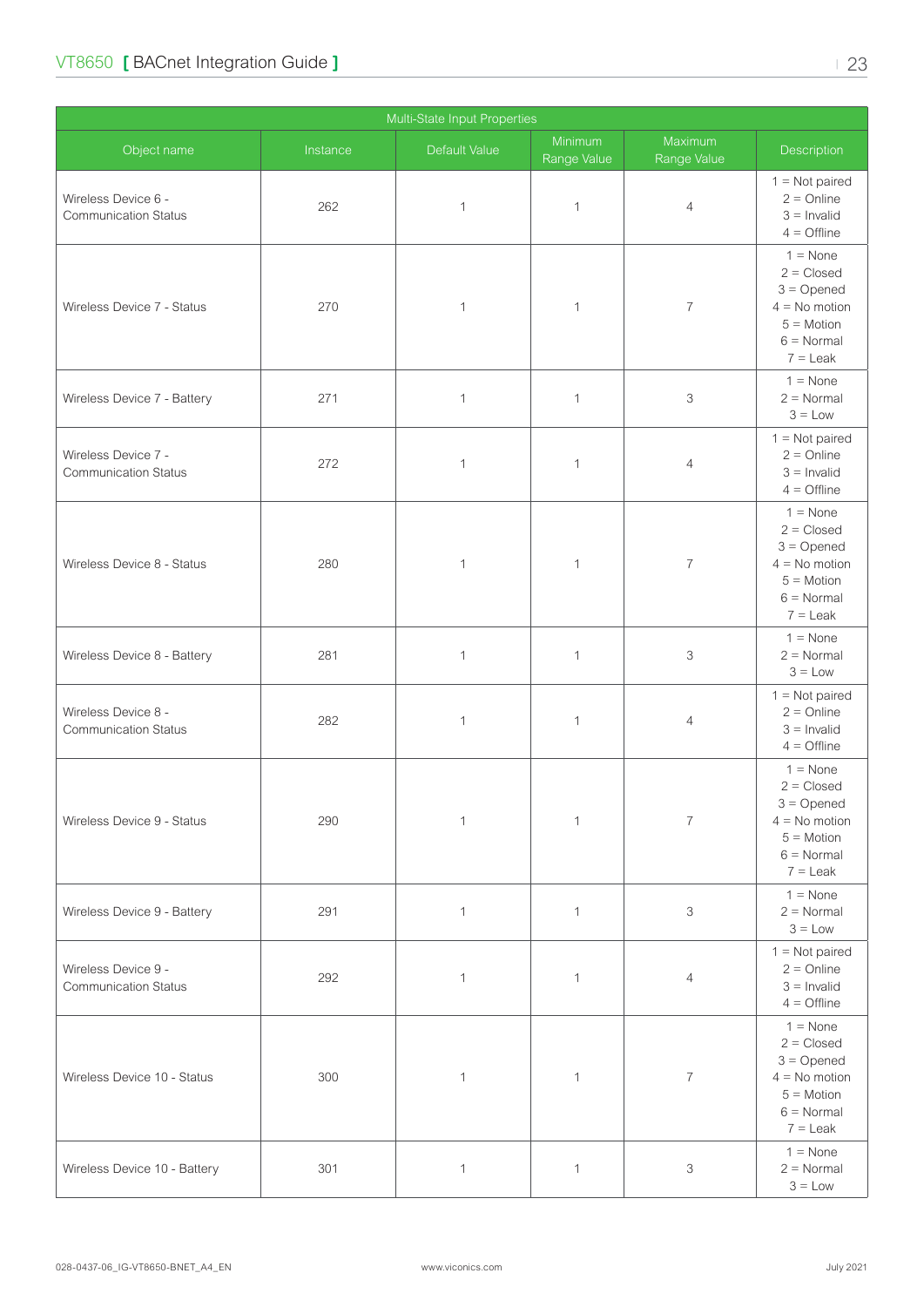| Multi-State Input Properties | | | | | |
|---|---|---|---|---|---|
| Object name | Instance | Default Value | Minimum Range Value | Maximum Range Value | Description |
| Wireless Device 6 - Communication Status | 262 | 1 | 1 | 4 | 1 = Not paired<br>2 = Online<br>3 = Invalid<br>4 = Offline |
| Wireless Device 7 - Status | 270 | 1 | 1 | 7 | 1 = None<br>2 = Closed<br>3 = Opened<br>4 = No motion<br>5 = Motion<br>6 = Normal<br>7 = Leak |
| Wireless Device 7 - Battery | 271 | 1 | 1 | 3 | 1 = None<br>2 = Normal<br>3 = Low |
| Wireless Device 7 - Communication Status | 272 | 1 | 1 | 4 | 1 = Not paired<br>2 = Online<br>3 = Invalid<br>4 = Offline |
| Wireless Device 8 - Status | 280 | 1 | 1 | 7 | 1 = None<br>2 = Closed<br>3 = Opened<br>4 = No motion<br>5 = Motion<br>6 = Normal<br>7 = Leak |
| Wireless Device 8 - Battery | 281 | 1 | 1 | 3 | 1 = None<br>2 = Normal<br>3 = Low |
| Wireless Device 8 - Communication Status | 282 | 1 | 1 | 4 | 1 = Not paired<br>2 = Online<br>3 = Invalid<br>4 = Offline |
| Wireless Device 9 - Status | 290 | 1 | 1 | 7 | 1 = None<br>2 = Closed<br>3 = Opened<br>4 = No motion<br>5 = Motion<br>6 = Normal<br>7 = Leak |
| Wireless Device 9 - Battery | 291 | 1 | 1 | 3 | 1 = None<br>2 = Normal<br>3 = Low |
| Wireless Device 9 - Communication Status | 292 | 1 | 1 | 4 | 1 = Not paired<br>2 = Online<br>3 = Invalid<br>4 = Offline |
| Wireless Device 10 - Status | 300 | 1 | 1 | 7 | 1 = None<br>2 = Closed<br>3 = Opened<br>4 = No motion<br>5 = Motion<br>6 = Normal<br>7 = Leak |
| Wireless Device 10 - Battery | 301 | 1 | 1 | 3 | 1 = None<br>2 = Normal<br>3 = Low |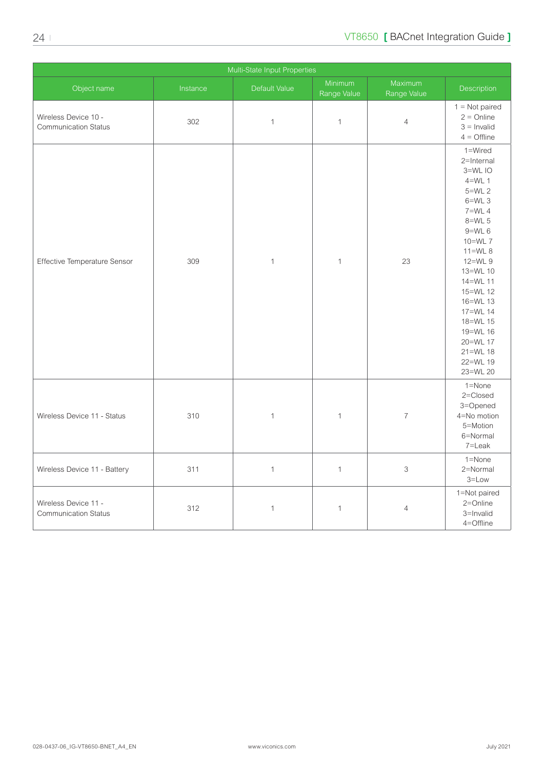| Multi-State Input Properties | | | | | |
|---|---|---|---|---|---|
| Object name | Instance | Default Value | Minimum Range Value | Maximum Range Value | Description |
| Wireless Device 10 - Communication Status | 302 | 1 | 1 | 4 | 1 = Not paired<br>2 = Online<br>3 = Invalid<br>4 = Offline |
| Effective Temperature Sensor | 309 | 1 | 1 | 23 | 1=Wired<br>2=Internal<br>3=WL IO<br>4=WL 1<br>5=WL 2<br>6=WL 3<br>7=WL 4<br>8=WL 5<br>9=WL 6<br>10=WL 7<br>11=WL 8<br>12=WL 9<br>13=WL 10<br>14=WL 11<br>15=WL 12<br>16=WL 13<br>17=WL 14<br>18=WL 15<br>19=WL 16<br>20=WL 17<br>21=WL 18<br>22=WL 19<br>23=WL 20 |
| Wireless Device 11 - Status | 310 | 1 | 1 | 7 | 1=None<br>2=Closed<br>3=Opened<br>4=No motion<br>5=Motion<br>6=Normal<br>7=Leak |
| Wireless Device 11 - Battery | 311 | 1 | 1 | 3 | 1=None<br>2=Normal<br>3=Low |
| Wireless Device 11 - Communication Status | 312 | 1 | 1 | 4 | 1=Not paired<br>2=Online<br>3=Invalid<br>4=Offline |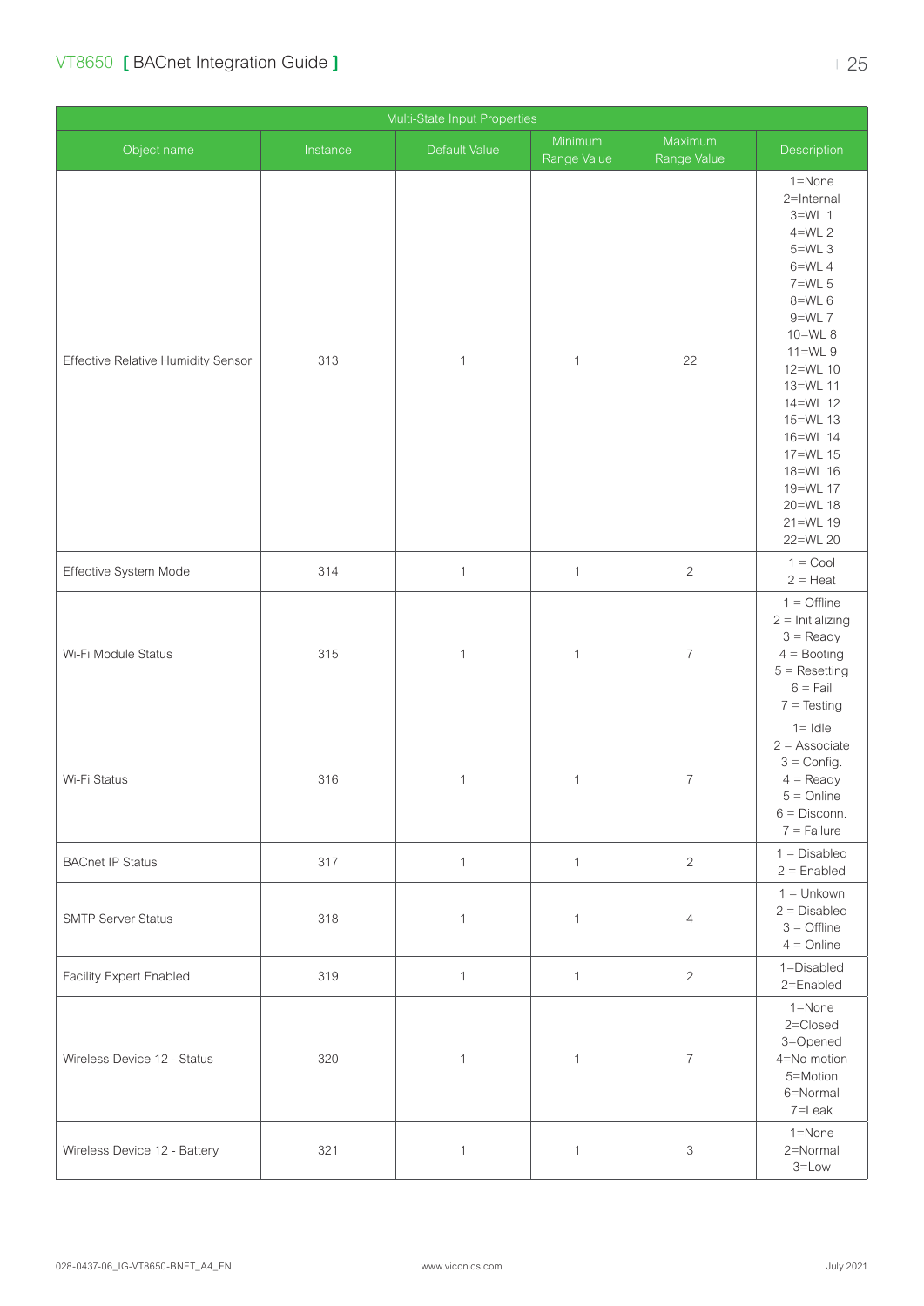| Multi-State Input Properties | | | | | |
|---|---|---|---|---|---|
| Object name | Instance | Default Value | Minimum Range Value | Maximum Range Value | Description |
| Effective Relative Humidity Sensor | 313 | 1 | 1 | 22 | 1=None<br>2=Internal<br>3=WL 1<br>4=WL 2<br>5=WL 3<br>6=WL 4<br>7=WL 5<br>8=WL 6<br>9=WL 7<br>10=WL 8<br>11=WL 9<br>12=WL 10<br>13=WL 11<br>14=WL 12<br>15=WL 13<br>16=WL 14<br>17=WL 15<br>18=WL 16<br>19=WL 17<br>20=WL 18<br>21=WL 19<br>22=WL 20 |
| Effective System Mode | 314 | 1 | 1 | 2 | 1 = Cool<br>2 = Heat |
| Wi-Fi Module Status | 315 | 1 | 1 | 7 | 1 = Offline<br>2 = Initializing<br>3 = Ready<br>4 = Booting<br>5 = Resetting<br>6 = Fail<br>7 = Testing |
| Wi-Fi Status | 316 | 1 | 1 | 7 | 1= Idle<br>2 = Associate<br>3 = Config.<br>4 = Ready<br>5 = Online<br>6 = Disconn.<br>7 = Failure |
| BACnet IP Status | 317 | 1 | 1 | 2 | 1 = Disabled<br>2 = Enabled |
| SMTP Server Status | 318 | 1 | 1 | 4 | 1 = Unkown<br>2 = Disabled<br>3 = Offline<br>4 = Online |
| Facility Expert Enabled | 319 | 1 | 1 | 2 | 1=Disabled<br>2=Enabled |
| Wireless Device 12 - Status | 320 | 1 | 1 | 7 | 1=None<br>2=Closed<br>3=Opened<br>4=No motion<br>5=Motion<br>6=Normal<br>7=Leak |
| Wireless Device 12 - Battery | 321 | 1 | 1 | 3 | 1=None<br>2=Normal<br>3=Low |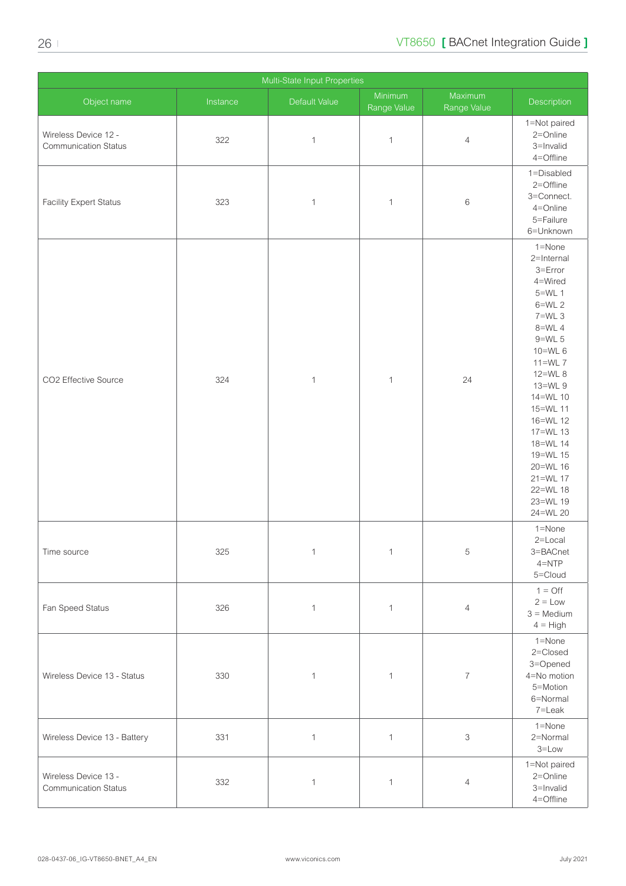| Multi-State Input Properties | | | | | |
|---|---|---|---|---|---|
| Object name | Instance | Default Value | Minimum Range Value | Maximum Range Value | Description |
| Wireless Device 12 - Communication Status | 322 | 1 | 1 | 4 | 1=Not paired<br>2=Online<br>3=Invalid<br>4=Offline |
| Facility Expert Status | 323 | 1 | 1 | 6 | 1=Disabled<br>2=Offline<br>3=Connect.<br>4=Online<br>5=Failure<br>6=Unknown |
| CO2 Effective Source | 324 | 1 | 1 | 24 | 1=None<br>2=Internal<br>3=Error<br>4=Wired<br>5=WL 1<br>6=WL 2<br>7=WL 3<br>8=WL 4<br>9=WL 5<br>10=WL 6<br>11=WL 7<br>12=WL 8<br>13=WL 9<br>14=WL 10<br>15=WL 11<br>16=WL 12<br>17=WL 13<br>18=WL 14<br>19=WL 15<br>20=WL 16<br>21=WL 17<br>22=WL 18<br>23=WL 19<br>24=WL 20 |
| Time source | 325 | 1 | 1 | 5 | 1=None<br>2=Local<br>3=BACnet<br>4=NTP<br>5=Cloud |
| Fan Speed Status | 326 | 1 | 1 | 4 | 1 = Off<br>2 = Low<br>3 = Medium<br>4 = High |
| Wireless Device 13 - Status | 330 | 1 | 1 | 7 | 1=None<br>2=Closed<br>3=Opened<br>4=No motion<br>5=Motion<br>6=Normal<br>7=Leak |
| Wireless Device 13 - Battery | 331 | 1 | 1 | 3 | 1=None<br>2=Normal<br>3=Low |
| Wireless Device 13 - Communication Status | 332 | 1 | 1 | 4 | 1=Not paired<br>2=Online<br>3=Invalid<br>4=Offline |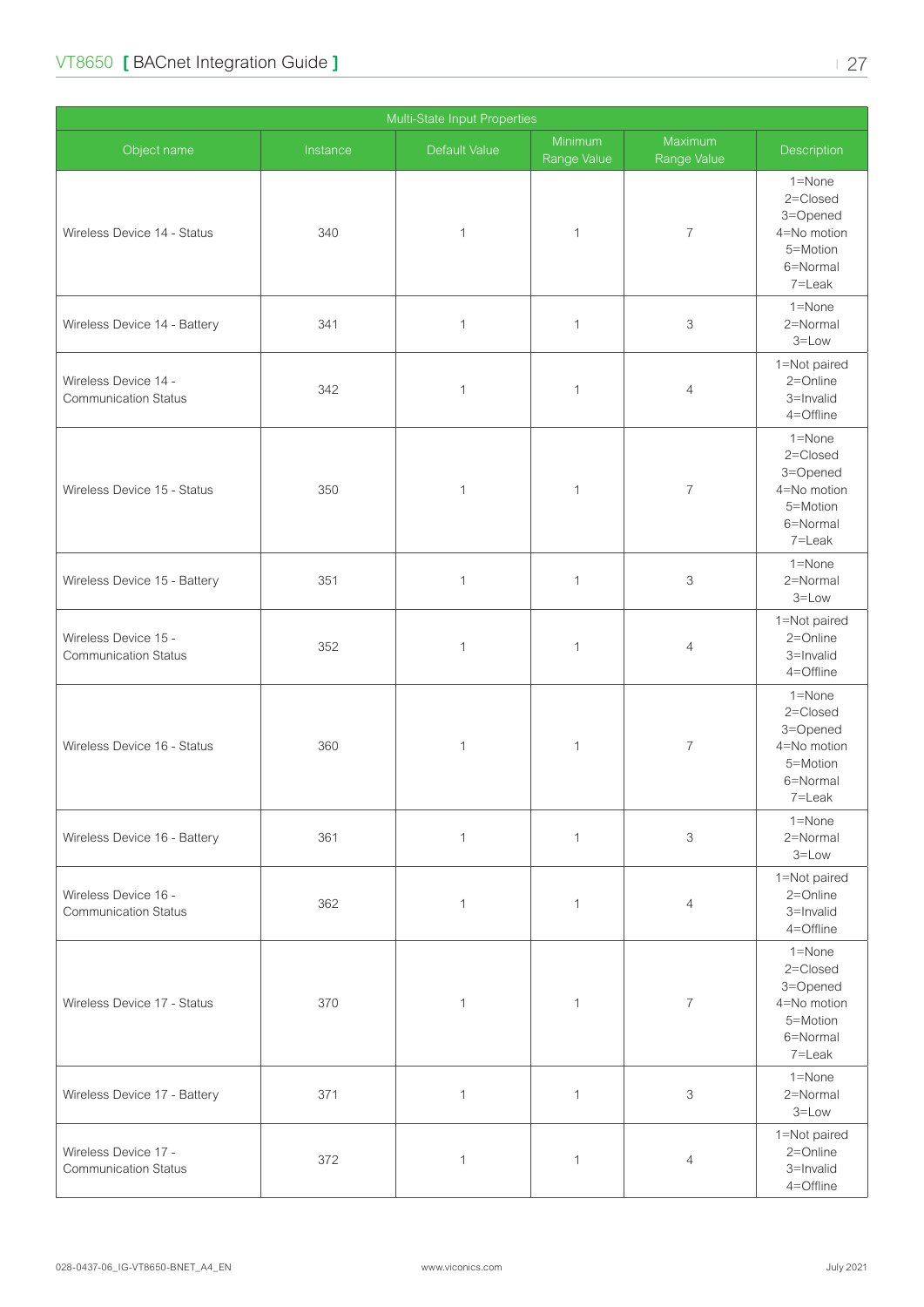| Multi-State Input Properties | | | | | |
|---|---|---|---|---|---|
| Object name | Instance | Default Value | Minimum Range Value | Maximum Range Value | Description |
| Wireless Device 14 - Status | 340 | 1 | 1 | 7 | 1=None<br>2=Closed<br>3=Opened<br>4=No motion<br>5=Motion<br>6=Normal<br>7=Leak |
| Wireless Device 14 - Battery | 341 | 1 | 1 | 3 | 1=None<br>2=Normal<br>3=Low |
| Wireless Device 14 - Communication Status | 342 | 1 | 1 | 4 | 1=Not paired<br>2=Online<br>3=Invalid<br>4=Offline |
| Wireless Device 15 - Status | 350 | 1 | 1 | 7 | 1=None<br>2=Closed<br>3=Opened<br>4=No motion<br>5=Motion<br>6=Normal<br>7=Leak |
| Wireless Device 15 - Battery | 351 | 1 | 1 | 3 | 1=None<br>2=Normal<br>3=Low |
| Wireless Device 15 - Communication Status | 352 | 1 | 1 | 4 | 1=Not paired<br>2=Online<br>3=Invalid<br>4=Offline |
| Wireless Device 16 - Status | 360 | 1 | 1 | 7 | 1=None<br>2=Closed<br>3=Opened<br>4=No motion<br>5=Motion<br>6=Normal<br>7=Leak |
| Wireless Device 16 - Battery | 361 | 1 | 1 | 3 | 1=None<br>2=Normal<br>3=Low |
| Wireless Device 16 - Communication Status | 362 | 1 | 1 | 4 | 1=Not paired<br>2=Online<br>3=Invalid<br>4=Offline |
| Wireless Device 17 - Status | 370 | 1 | 1 | 7 | 1=None<br>2=Closed<br>3=Opened<br>4=No motion<br>5=Motion<br>6=Normal<br>7=Leak |
| Wireless Device 17 - Battery | 371 | 1 | 1 | 3 | 1=None<br>2=Normal<br>3=Low |
| Wireless Device 17 - Communication Status | 372 | 1 | 1 | 4 | 1=Not paired<br>2=Online<br>3=Invalid<br>4=Offline |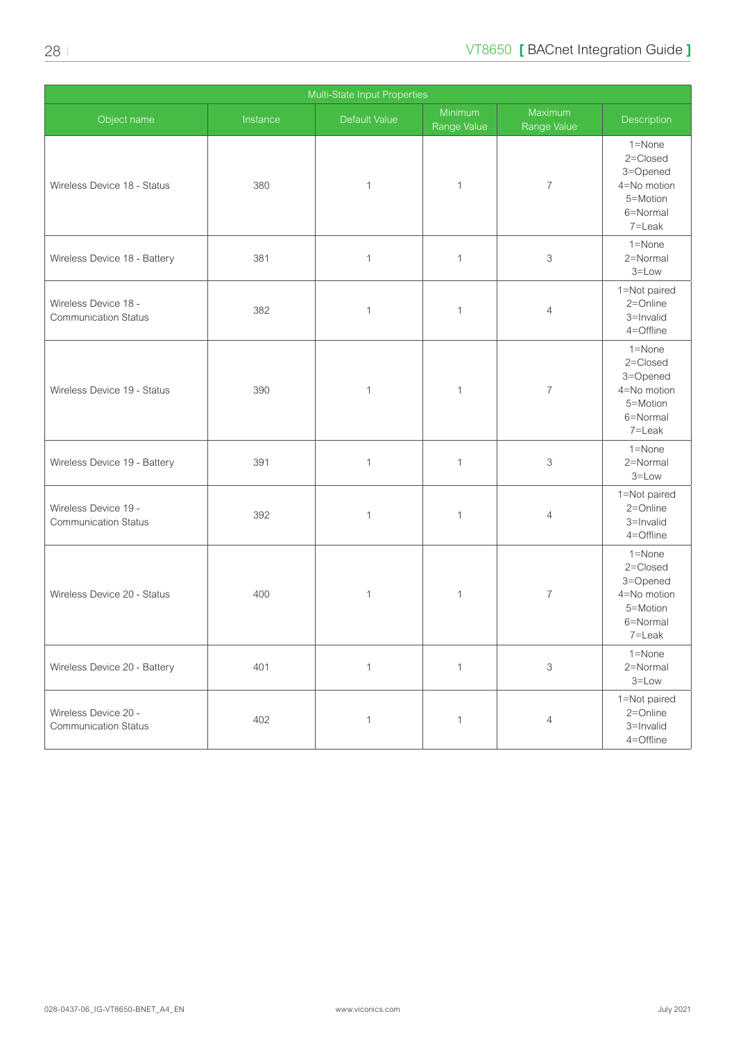| Multi-State Input Properties | | | | | |
|---|---|---|---|---|---|
| Object name | Instance | Default Value | Minimum Range Value | Maximum Range Value | Description |
| Wireless Device 18 - Status | 380 | 1 | 1 | 7 | 1=None 2=Closed 3=Opened 4=No motion 5=Motion 6=Normal 7=Leak |
| Wireless Device 18 - Battery | 381 | 1 | 1 | 3 | 1=None 2=Normal 3=Low |
| Wireless Device 18 - Communication Status | 382 | 1 | 1 | 4 | 1=Not paired 2=Online 3=Invalid 4=Offline |
| Wireless Device 19 - Status | 390 | 1 | 1 | 7 | 1=None 2=Closed 3=Opened 4=No motion 5=Motion 6=Normal 7=Leak |
| Wireless Device 19 - Battery | 391 | 1 | 1 | 3 | 1=None 2=Normal 3=Low |
| Wireless Device 19 - Communication Status | 392 | 1 | 1 | 4 | 1=Not paired 2=Online 3=Invalid 4=Offline |
| Wireless Device 20 - Status | 400 | 1 | 1 | 7 | 1=None 2=Closed 3=Opened 4=No motion 5=Motion 6=Normal 7=Leak |
| Wireless Device 20 - Battery | 401 | 1 | 1 | 3 | 1=None 2=Normal 3=Low |
| Wireless Device 20 - Communication Status | 402 | 1 | 1 | 4 | 1=Not paired 2=Online 3=Invalid 4=Offline |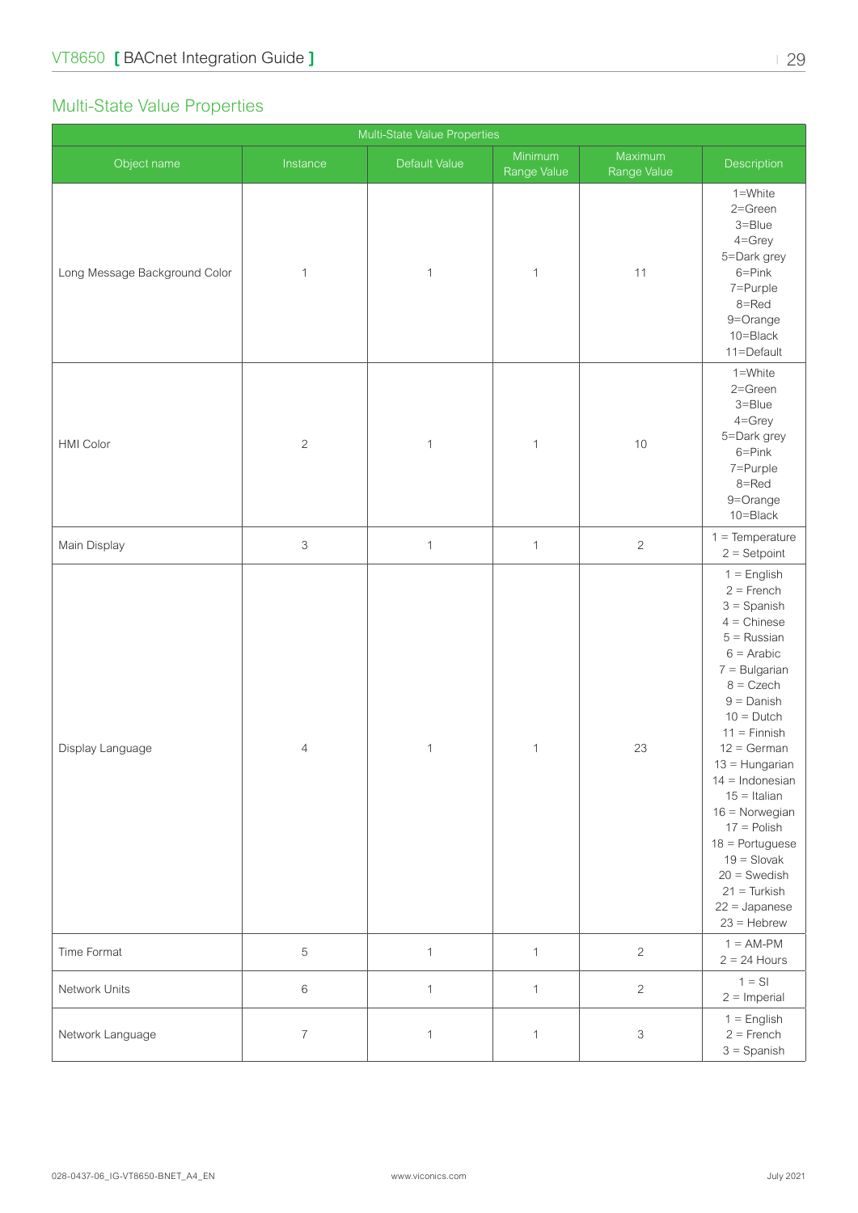## Multi-State Value Properties

| Multi-State Value Properties | | | | | |
|---|---|---|---|---|---|
| Object name | Instance | Default Value | Minimum Range Value | Maximum Range Value | Description |
| Long Message Background Color | 1 | 1 | 1 | 11 | 1=White<br>2=Green<br>3=Blue<br>4=Grey<br>5=Dark grey<br>6=Pink<br>7=Purple<br>8=Red<br>9=Orange<br>10=Black<br>11=Default |
| HMI Color | 2 | 1 | 1 | 10 | 1=White<br>2=Green<br>3=Blue<br>4=Grey<br>5=Dark grey<br>6=Pink<br>7=Purple<br>8=Red<br>9=Orange<br>10=Black |
| Main Display | 3 | 1 | 1 | 2 | 1 = Temperature<br>2 = Setpoint |
| Display Language | 4 | 1 | 1 | 23 | 1 = English<br>2 = French<br>3 = Spanish<br>4 = Chinese<br>5 = Russian<br>6 = Arabic<br>7 = Bulgarian<br>8 = Czech<br>9 = Danish<br>10 = Dutch<br>11 = Finnish<br>12 = German<br>13 = Hungarian<br>14 = Indonesian<br>15 = Italian<br>16 = Norwegian<br>17 = Polish<br>18 = Portuguese<br>19 = Slovak<br>20 = Swedish<br>21 = Turkish<br>22 = Japanese<br>23 = Hebrew |
| Time Format | 5 | 1 | 1 | 2 | 1 = AM-PM<br>2 = 24 Hours |
| Network Units | 6 | 1 | 1 | 2 | 1 = SI<br>2 = Imperial |
| Network Language | 7 | 1 | 1 | 3 | 1 = English<br>2 = French<br>3 = Spanish |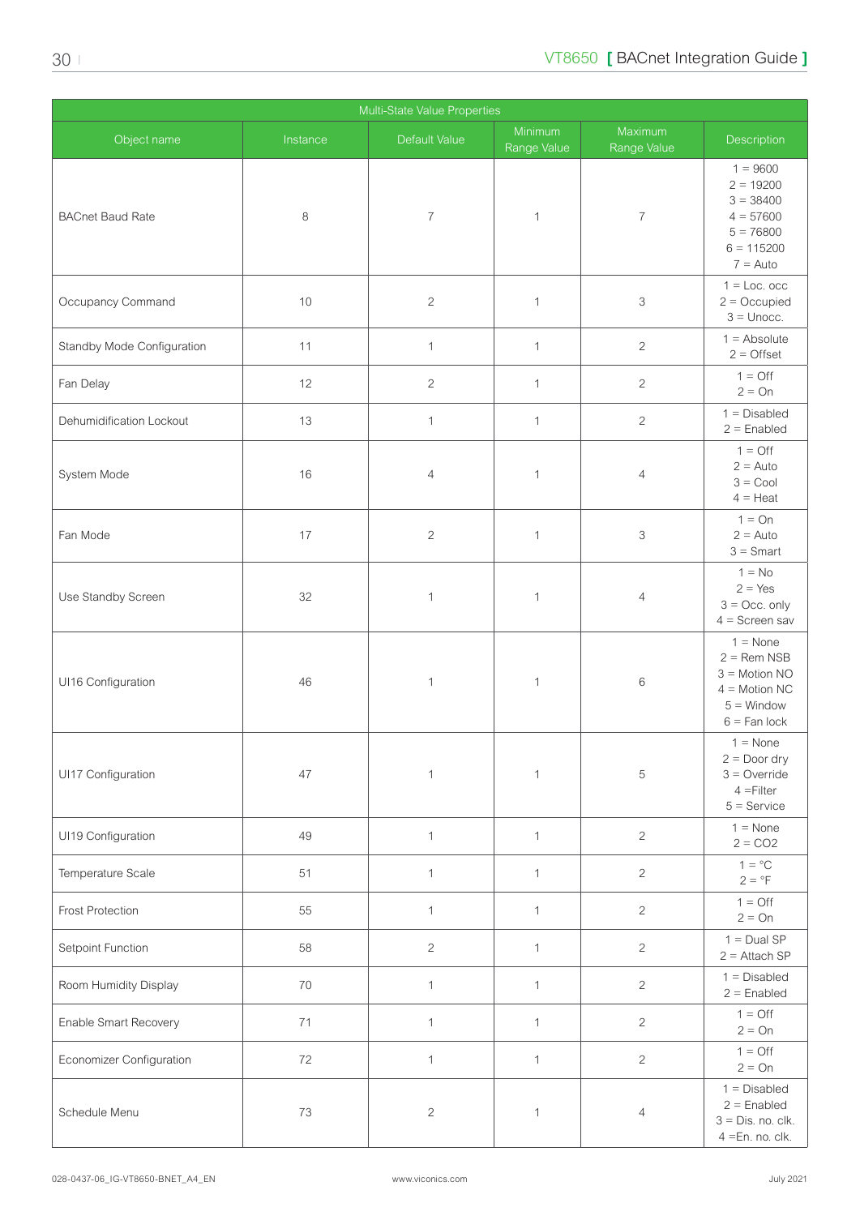| Multi-State Value Properties | | | | | |
|---|---|---|---|---|---|
| Object name | Instance | Default Value | Minimum Range Value | Maximum Range Value | Description |
| BACnet Baud Rate | 8 | 7 | 1 | 7 | 1 = 9600<br>2 = 19200<br>3 = 38400<br>4 = 57600<br>5 = 76800<br>6 = 115200<br>7 = Auto |
| Occupancy Command | 10 | 2 | 1 | 3 | 1 = Loc. occ<br>2 = Occupied<br>3 = Unocc. |
| Standby Mode Configuration | 11 | 1 | 1 | 2 | 1 = Absolute<br>2 = Offset |
| Fan Delay | 12 | 2 | 1 | 2 | 1 = Off<br>2 = On |
| Dehumidification Lockout | 13 | 1 | 1 | 2 | 1 = Disabled<br>2 = Enabled |
| System Mode | 16 | 4 | 1 | 4 | 1 = Off<br>2 = Auto<br>3 = Cool<br>4 = Heat |
| Fan Mode | 17 | 2 | 1 | 3 | 1 = On<br>2 = Auto<br>3 = Smart |
| Use Standby Screen | 32 | 1 | 1 | 4 | 1 = No<br>2 = Yes<br>3 = Occ. only<br>4 = Screen sav |
| UI16 Configuration | 46 | 1 | 1 | 6 | 1 = None<br>2 = Rem NSB<br>3 = Motion NO<br>4 = Motion NC<br>5 = Window<br>6 = Fan lock |
| UI17 Configuration | 47 | 1 | 1 | 5 | 1 = None<br>2 = Door dry<br>3 = Override<br>4 =Filter<br>5 = Service |
| UI19 Configuration | 49 | 1 | 1 | 2 | 1 = None<br>2 = CO2 |
| Temperature Scale | 51 | 1 | 1 | 2 | 1 = °C<br>2 = °F |
| Frost Protection | 55 | 1 | 1 | 2 | 1 = Off<br>2 = On |
| Setpoint Function | 58 | 2 | 1 | 2 | 1 = Dual SP<br>2 = Attach SP |
| Room Humidity Display | 70 | 1 | 1 | 2 | 1 = Disabled<br>2 = Enabled |
| Enable Smart Recovery | 71 | 1 | 1 | 2 | 1 = Off<br>2 = On |
| Economizer Configuration | 72 | 1 | 1 | 2 | 1 = Off<br>2 = On |
| Schedule Menu | 73 | 2 | 1 | 4 | 1 = Disabled<br>2 = Enabled<br>3 = Dis. no. clk.<br>4 =En. no. clk. |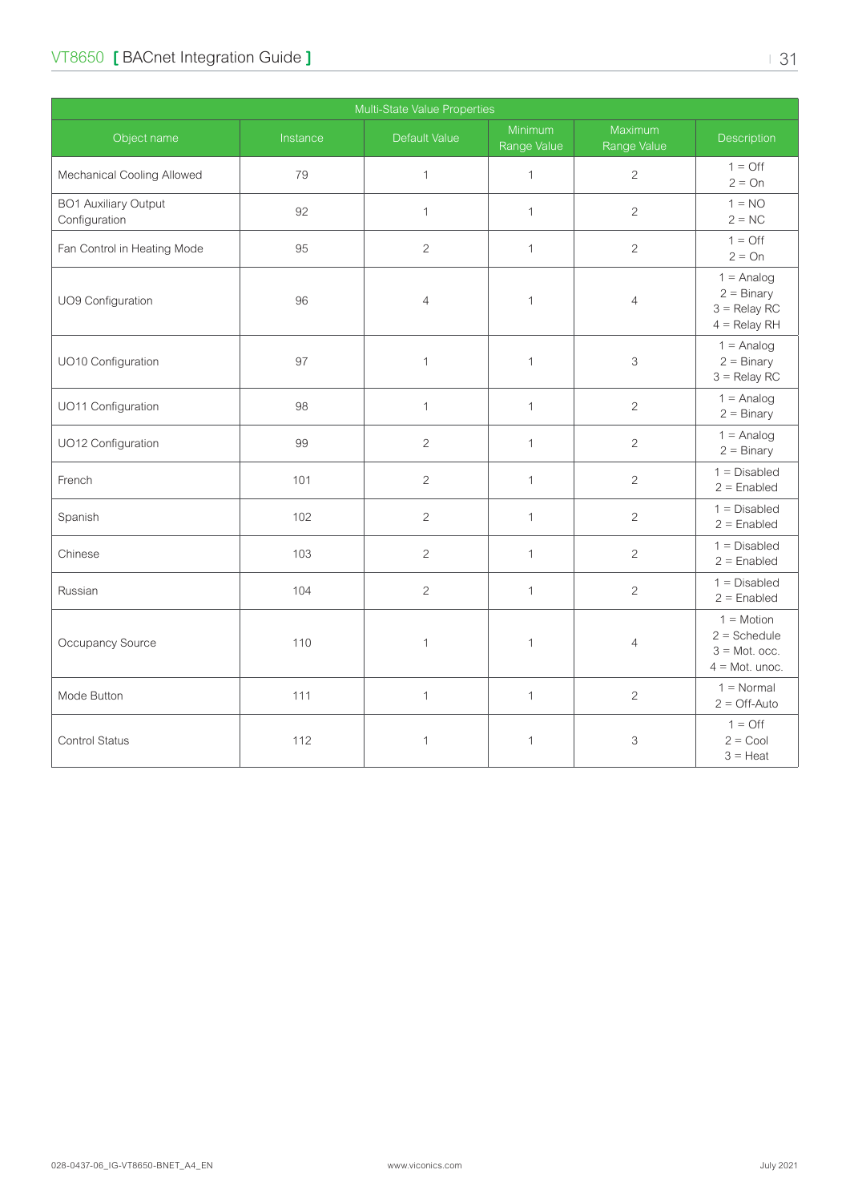| Multi-State Value Properties | | | | | |
|---|---|---|---|---|---|
| Object name | Instance | Default Value | Minimum Range Value | Maximum Range Value | Description |
| Mechanical Cooling Allowed | 79 | 1 | 1 | 2 | 1 = Off<br>2 = On |
| BO1 Auxiliary Output Configuration | 92 | 1 | 1 | 2 | 1 = NO<br>2 = NC |
| Fan Control in Heating Mode | 95 | 2 | 1 | 2 | 1 = Off<br>2 = On |
| UO9 Configuration | 96 | 4 | 1 | 4 | 1 = Analog<br>2 = Binary<br>3 = Relay RC<br>4 = Relay RH |
| UO10 Configuration | 97 | 1 | 1 | 3 | 1 = Analog<br>2 = Binary<br>3 = Relay RC |
| UO11 Configuration | 98 | 1 | 1 | 2 | 1 = Analog<br>2 = Binary |
| UO12 Configuration | 99 | 2 | 1 | 2 | 1 = Analog<br>2 = Binary |
| French | 101 | 2 | 1 | 2 | 1 = Disabled<br>2 = Enabled |
| Spanish | 102 | 2 | 1 | 2 | 1 = Disabled<br>2 = Enabled |
| Chinese | 103 | 2 | 1 | 2 | 1 = Disabled<br>2 = Enabled |
| Russian | 104 | 2 | 1 | 2 | 1 = Disabled<br>2 = Enabled |
| Occupancy Source | 110 | 1 | 1 | 4 | 1 = Motion<br>2 = Schedule<br>3 = Mot. occ.<br>4 = Mot. unoc. |
| Mode Button | 111 | 1 | 1 | 2 | 1 = Normal<br>2 = Off-Auto |
| Control Status | 112 | 1 | 1 | 3 | 1 = Off<br>2 = Cool<br>3 = Heat |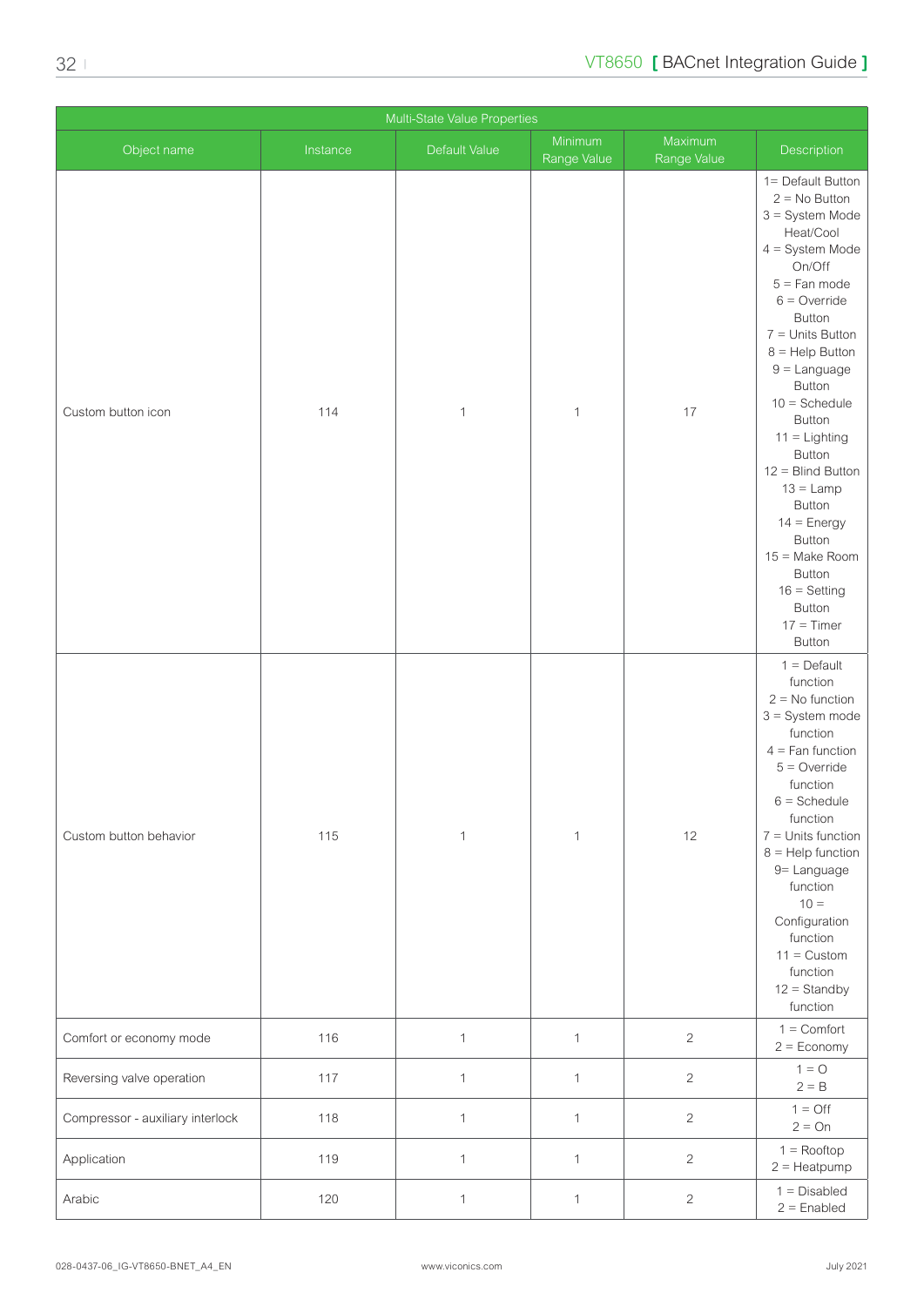| Multi-State Value Properties | | | | | |
|---|---|---|---|---|---|
| Object name | Instance | Default Value | Minimum Range Value | Maximum Range Value | Description |
| Custom button icon | 114 | 1 | 1 | 17 | 1= Default Button<br>2 = No Button<br>3 = System Mode Heat/Cool<br>4 = System Mode On/Off<br>5 = Fan mode<br>6 = Override Button<br>7 = Units Button<br>8 = Help Button<br>9 = Language Button<br>10 = Schedule Button<br>11 = Lighting Button<br>12 = Blind Button<br>13 = Lamp Button<br>14 = Energy Button<br>15 = Make Room Button<br>16 = Setting Button<br>17 = Timer Button |
| Custom button behavior | 115 | 1 | 1 | 12 | 1 = Default function<br>2 = No function<br>3 = System mode function<br>4 = Fan function<br>5 = Override function<br>6 = Schedule function<br>7 = Units function<br>8 = Help function<br>9= Language function<br>10 = Configuration function<br>11 = Custom function<br>12 = Standby function |
| Comfort or economy mode | 116 | 1 | 1 | 2 | 1 = Comfort<br>2 = Economy |
| Reversing valve operation | 117 | 1 | 1 | 2 | 1 = O<br>2 = B |
| Compressor - auxiliary interlock | 118 | 1 | 1 | 2 | 1 = Off<br>2 = On |
| Application | 119 | 1 | 1 | 2 | 1 = Rooftop<br>2 = Heatpump |
| Arabic | 120 | 1 | 1 | 2 | 1 = Disabled<br>2 = Enabled |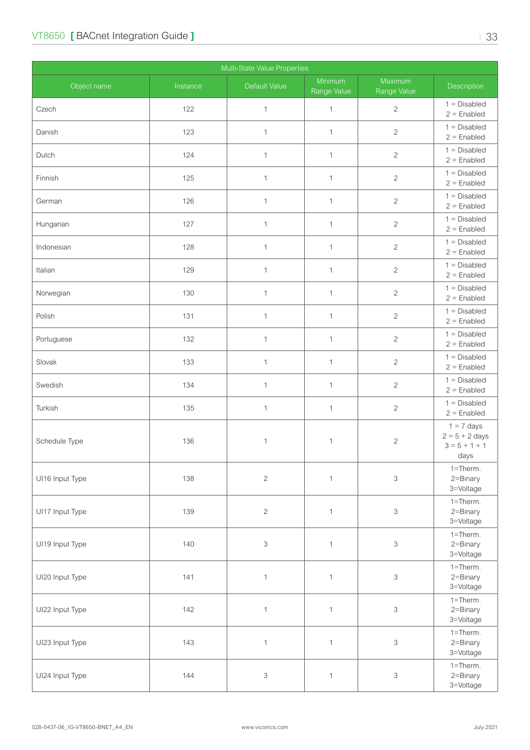| Multi-State Value Properties | | | | | |
|---|---|---|---|---|---|
| Object name | Instance | Default Value | Minimum Range Value | Maximum Range Value | Description |
| Czech | 122 | 1 | 1 | 2 | 1 = Disabled 2 = Enabled |
| Danish | 123 | 1 | 1 | 2 | 1 = Disabled 2 = Enabled |
| Dutch | 124 | 1 | 1 | 2 | 1 = Disabled 2 = Enabled |
| Finnish | 125 | 1 | 1 | 2 | 1 = Disabled 2 = Enabled |
| German | 126 | 1 | 1 | 2 | 1 = Disabled 2 = Enabled |
| Hungarian | 127 | 1 | 1 | 2 | 1 = Disabled 2 = Enabled |
| Indonesian | 128 | 1 | 1 | 2 | 1 = Disabled 2 = Enabled |
| Italian | 129 | 1 | 1 | 2 | 1 = Disabled 2 = Enabled |
| Norwegian | 130 | 1 | 1 | 2 | 1 = Disabled 2 = Enabled |
| Polish | 131 | 1 | 1 | 2 | 1 = Disabled 2 = Enabled |
| Portuguese | 132 | 1 | 1 | 2 | 1 = Disabled 2 = Enabled |
| Slovak | 133 | 1 | 1 | 2 | 1 = Disabled 2 = Enabled |
| Swedish | 134 | 1 | 1 | 2 | 1 = Disabled 2 = Enabled |
| Turkish | 135 | 1 | 1 | 2 | 1 = Disabled 2 = Enabled |
| Schedule Type | 136 | 1 | 1 | 2 | 1 = 7 days 2 = 5 + 2 days 3 = 5 + 1 + 1 days |
| UI16 Input Type | 138 | 2 | 1 | 3 | 1=Therm. 2=Binary 3=Voltage |
| UI17 Input Type | 139 | 2 | 1 | 3 | 1=Therm. 2=Binary 3=Voltage |
| UI19 Input Type | 140 | 3 | 1 | 3 | 1=Therm. 2=Binary 3=Voltage |
| UI20 Input Type | 141 | 1 | 1 | 3 | 1=Therm. 2=Binary 3=Voltage |
| UI22 Input Type | 142 | 1 | 1 | 3 | 1=Therm. 2=Binary 3=Voltage |
| UI23 Input Type | 143 | 1 | 1 | 3 | 1=Therm. 2=Binary 3=Voltage |
| UI24 Input Type | 144 | 3 | 1 | 3 | 1=Therm. 2=Binary 3=Voltage |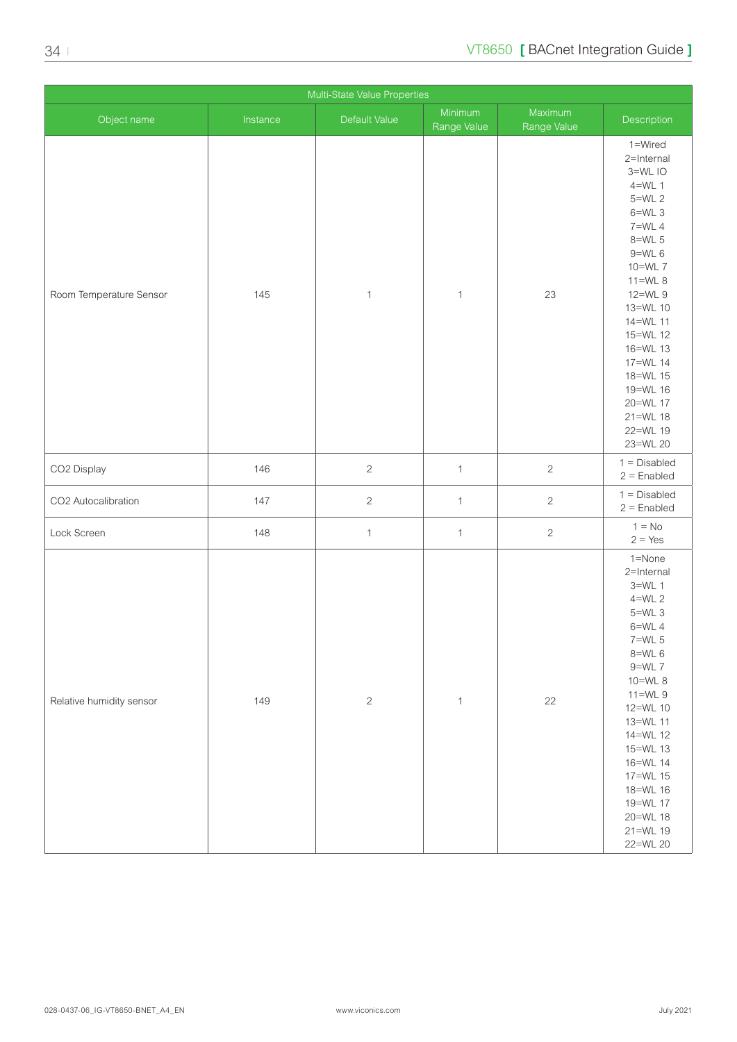| Multi-State Value Properties | | | | | |
|---|---|---|---|---|---|
| Object name | Instance | Default Value | Minimum Range Value | Maximum Range Value | Description |
| Room Temperature Sensor | 145 | 1 | 1 | 23 | 1=Wired<br>2=Internal<br>3=WL IO<br>4=WL 1<br>5=WL 2<br>6=WL 3<br>7=WL 4<br>8=WL 5<br>9=WL 6<br>10=WL 7<br>11=WL 8<br>12=WL 9<br>13=WL 10<br>14=WL 11<br>15=WL 12<br>16=WL 13<br>17=WL 14<br>18=WL 15<br>19=WL 16<br>20=WL 17<br>21=WL 18<br>22=WL 19<br>23=WL 20 |
| CO2 Display | 146 | 2 | 1 | 2 | 1 = Disabled<br>2 = Enabled |
| CO2 Autocalibration | 147 | 2 | 1 | 2 | 1 = Disabled<br>2 = Enabled |
| Lock Screen | 148 | 1 | 1 | 2 | 1 = No<br>2 = Yes |
| Relative humidity sensor | 149 | 2 | 1 | 22 | 1=None<br>2=Internal<br>3=WL 1<br>4=WL 2<br>5=WL 3<br>6=WL 4<br>7=WL 5<br>8=WL 6<br>9=WL 7<br>10=WL 8<br>11=WL 9<br>12=WL 10<br>13=WL 11<br>14=WL 12<br>15=WL 13<br>16=WL 14<br>17=WL 15<br>18=WL 16<br>19=WL 17<br>20=WL 18<br>21=WL 19<br>22=WL 20 |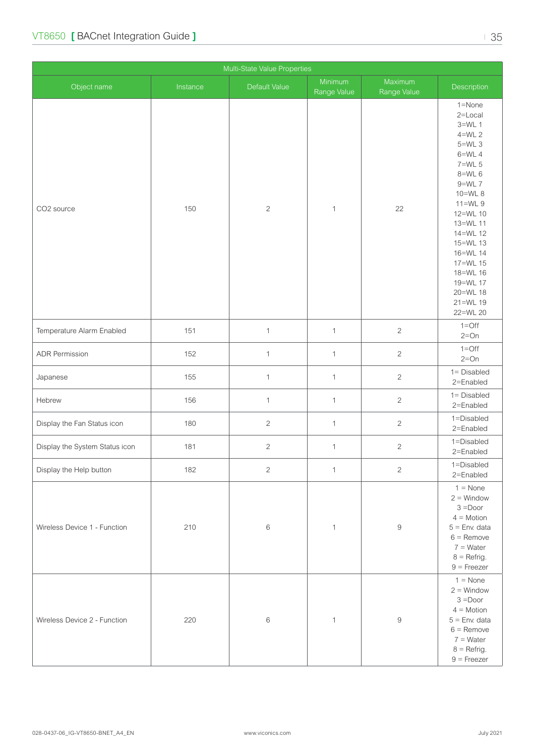| Multi-State Value Properties | | | | | |
|---|---|---|---|---|---|
| Object name | Instance | Default Value | Minimum Range Value | Maximum Range Value | Description |
| CO2 source | 150 | 2 | 1 | 22 | 1=None<br>2=Local<br>3=WL 1<br>4=WL 2<br>5=WL 3<br>6=WL 4<br>7=WL 5<br>8=WL 6<br>9=WL 7<br>10=WL 8<br>11=WL 9<br>12=WL 10<br>13=WL 11<br>14=WL 12<br>15=WL 13<br>16=WL 14<br>17=WL 15<br>18=WL 16<br>19=WL 17<br>20=WL 18<br>21=WL 19<br>22=WL 20 |
| Temperature Alarm Enabled | 151 | 1 | 1 | 2 | 1=Off<br>2=On |
| ADR Permission | 152 | 1 | 1 | 2 | 1=Off<br>2=On |
| Japanese | 155 | 1 | 1 | 2 | 1= Disabled<br>2=Enabled |
| Hebrew | 156 | 1 | 1 | 2 | 1= Disabled<br>2=Enabled |
| Display the Fan Status icon | 180 | 2 | 1 | 2 | 1=Disabled<br>2=Enabled |
| Display the System Status icon | 181 | 2 | 1 | 2 | 1=Disabled<br>2=Enabled |
| Display the Help button | 182 | 2 | 1 | 2 | 1=Disabled<br>2=Enabled |
| Wireless Device 1 - Function | 210 | 6 | 1 | 9 | 1 = None<br>2 = Window<br>3 =Door<br>4 = Motion<br>5 = Env. data<br>6 = Remove<br>7 = Water<br>8 = Refrig.<br>9 = Freezer |
| Wireless Device 2 - Function | 220 | 6 | 1 | 9 | 1 = None<br>2 = Window<br>3 =Door<br>4 = Motion<br>5 = Env. data<br>6 = Remove<br>7 = Water<br>8 = Refrig.<br>9 = Freezer |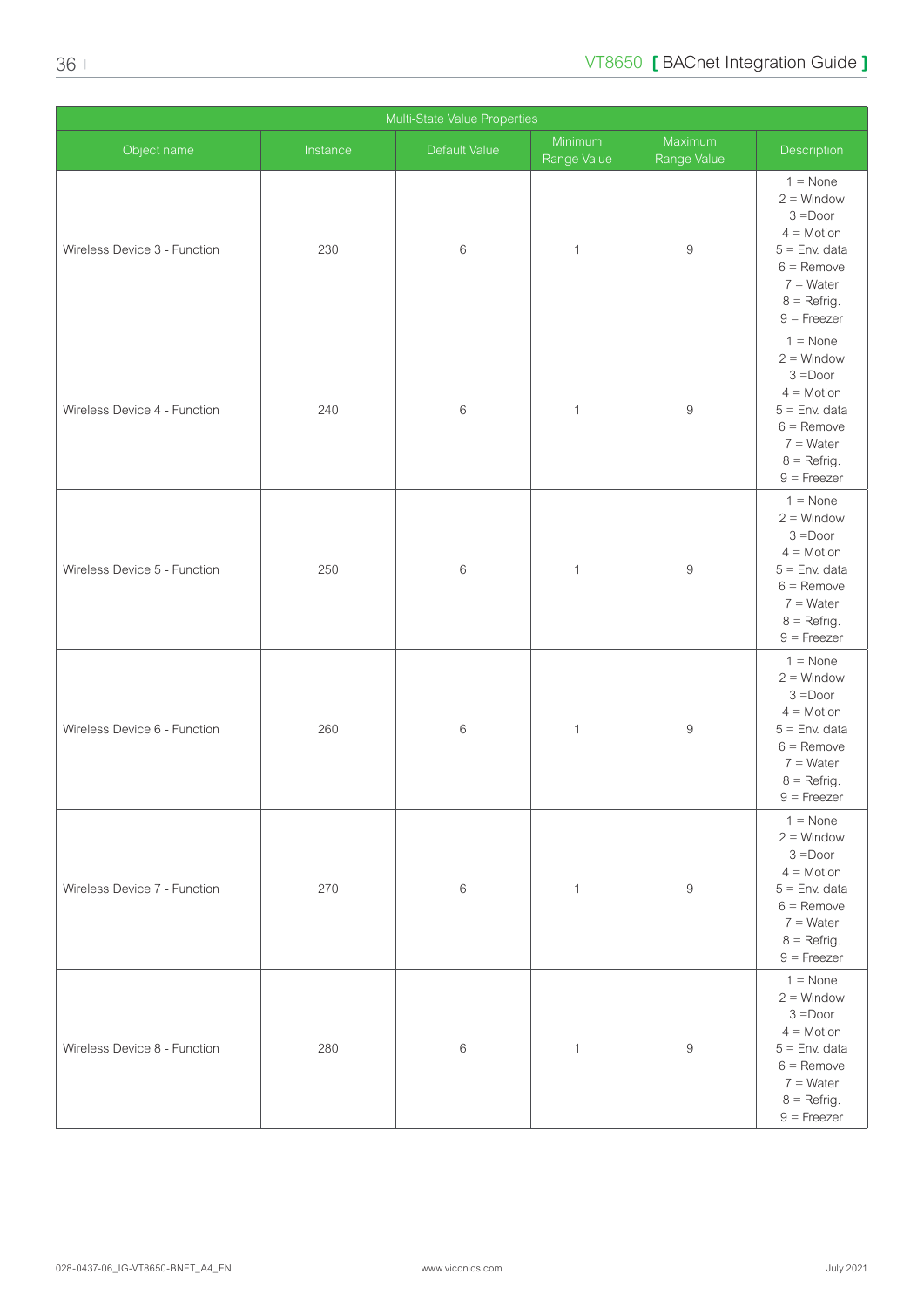| Multi-State Value Properties | | | | | |
|---|---|---|---|---|---|
| Object name | Instance | Default Value | Minimum Range Value | Maximum Range Value | Description |
| Wireless Device 3 - Function | 230 | 6 | 1 | 9 | 1 = None<br>2 = Window<br>3 =Door<br>4 = Motion<br>5 = Env. data<br>6 = Remove<br>7 = Water<br>8 = Refrig.<br>9 = Freezer |
| Wireless Device 4 - Function | 240 | 6 | 1 | 9 | 1 = None<br>2 = Window<br>3 =Door<br>4 = Motion<br>5 = Env. data<br>6 = Remove<br>7 = Water<br>8 = Refrig.<br>9 = Freezer |
| Wireless Device 5 - Function | 250 | 6 | 1 | 9 | 1 = None<br>2 = Window<br>3 =Door<br>4 = Motion<br>5 = Env. data<br>6 = Remove<br>7 = Water<br>8 = Refrig.<br>9 = Freezer |
| Wireless Device 6 - Function | 260 | 6 | 1 | 9 | 1 = None<br>2 = Window<br>3 =Door<br>4 = Motion<br>5 = Env. data<br>6 = Remove<br>7 = Water<br>8 = Refrig.<br>9 = Freezer |
| Wireless Device 7 - Function | 270 | 6 | 1 | 9 | 1 = None<br>2 = Window<br>3 =Door<br>4 = Motion<br>5 = Env. data<br>6 = Remove<br>7 = Water<br>8 = Refrig.<br>9 = Freezer |
| Wireless Device 8 - Function | 280 | 6 | 1 | 9 | 1 = None<br>2 = Window<br>3 =Door<br>4 = Motion<br>5 = Env. data<br>6 = Remove<br>7 = Water<br>8 = Refrig.<br>9 = Freezer |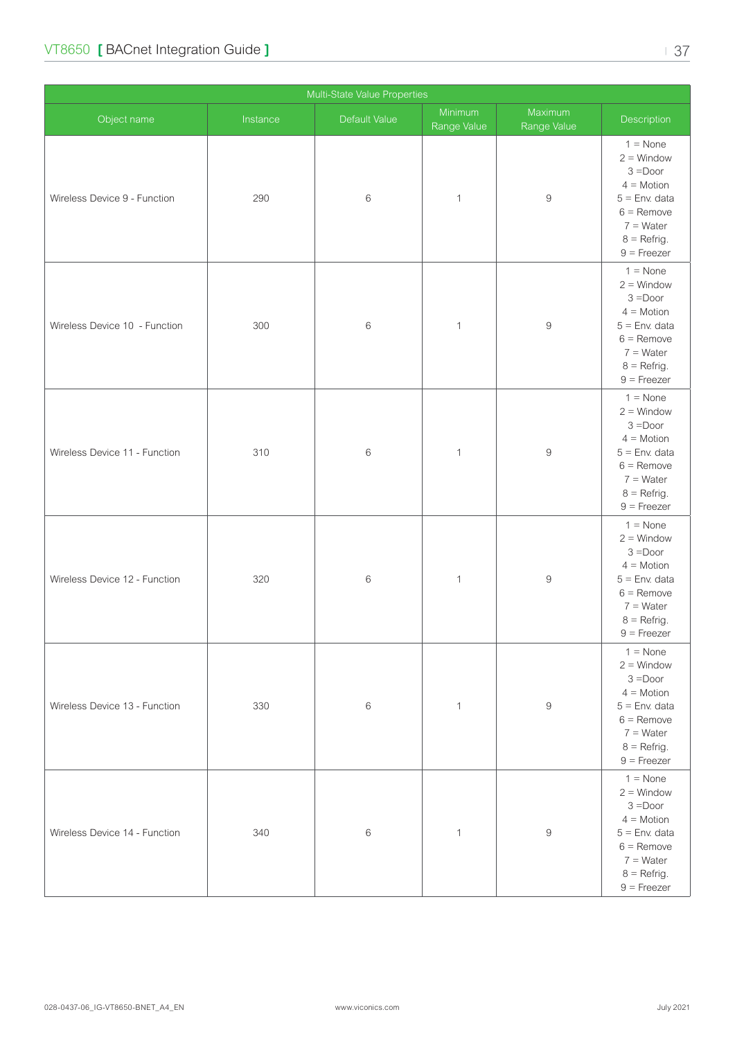| Multi-State Value Properties | | | | | |
|---|---|---|---|---|---|
| Object name | Instance | Default Value | Minimum Range Value | Maximum Range Value | Description |
| Wireless Device 9 - Function | 290 | 6 | 1 | 9 | 1 = None<br>2 = Window<br>3 =Door<br>4 = Motion<br>5 = Env. data<br>6 = Remove<br>7 = Water<br>8 = Refrig.<br>9 = Freezer |
| Wireless Device 10 - Function | 300 | 6 | 1 | 9 | 1 = None<br>2 = Window<br>3 =Door<br>4 = Motion<br>5 = Env. data<br>6 = Remove<br>7 = Water<br>8 = Refrig.<br>9 = Freezer |
| Wireless Device 11 - Function | 310 | 6 | 1 | 9 | 1 = None<br>2 = Window<br>3 =Door<br>4 = Motion<br>5 = Env. data<br>6 = Remove<br>7 = Water<br>8 = Refrig.<br>9 = Freezer |
| Wireless Device 12 - Function | 320 | 6 | 1 | 9 | 1 = None<br>2 = Window<br>3 =Door<br>4 = Motion<br>5 = Env. data<br>6 = Remove<br>7 = Water<br>8 = Refrig.<br>9 = Freezer |
| Wireless Device 13 - Function | 330 | 6 | 1 | 9 | 1 = None<br>2 = Window<br>3 =Door<br>4 = Motion<br>5 = Env. data<br>6 = Remove<br>7 = Water<br>8 = Refrig.<br>9 = Freezer |
| Wireless Device 14 - Function | 340 | 6 | 1 | 9 | 1 = None<br>2 = Window<br>3 =Door<br>4 = Motion<br>5 = Env. data<br>6 = Remove<br>7 = Water<br>8 = Refrig.<br>9 = Freezer |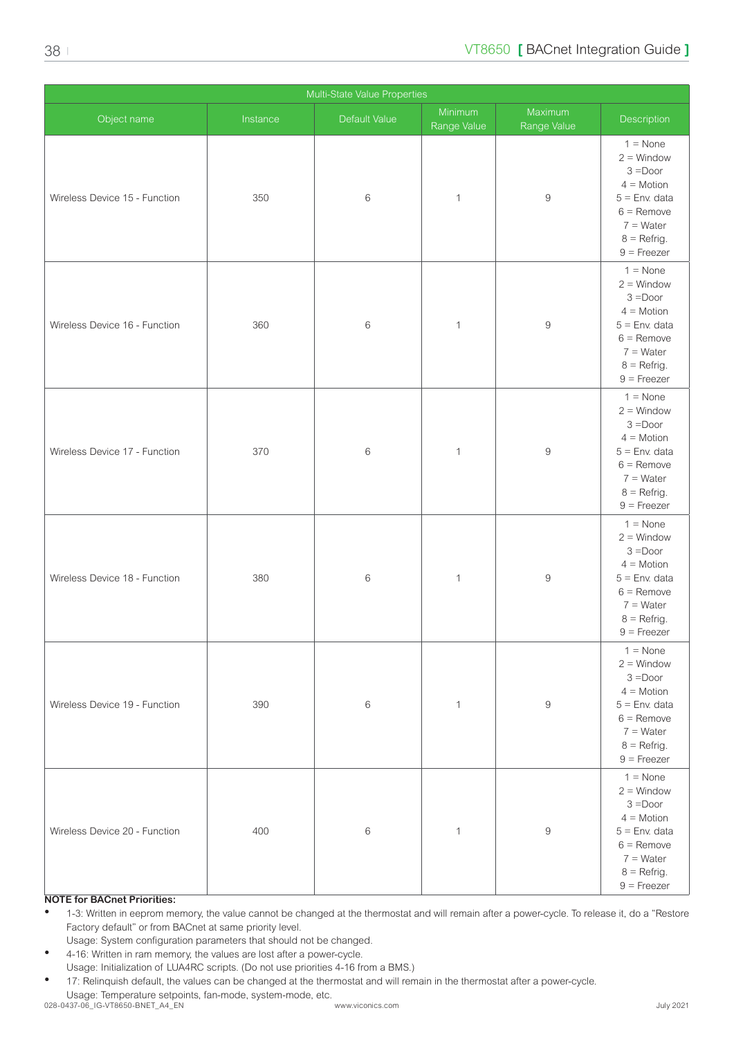| Multi-State Value Properties | | | | | |
|---|---|---|---|---|---|
| Object name | Instance | Default Value | Minimum Range Value | Maximum Range Value | Description |
| Wireless Device 15 - Function | 350 | 6 | 1 | 9 | 1 = None<br>2 = Window<br>3 =Door<br>4 = Motion<br>5 = Env. data<br>6 = Remove<br>7 = Water<br>8 = Refrig.<br>9 = Freezer |
| Wireless Device 16 - Function | 360 | 6 | 1 | 9 | 1 = None<br>2 = Window<br>3 =Door<br>4 = Motion<br>5 = Env. data<br>6 = Remove<br>7 = Water<br>8 = Refrig.<br>9 = Freezer |
| Wireless Device 17 - Function | 370 | 6 | 1 | 9 | 1 = None<br>2 = Window<br>3 =Door<br>4 = Motion<br>5 = Env. data<br>6 = Remove<br>7 = Water<br>8 = Refrig.<br>9 = Freezer |
| Wireless Device 18 - Function | 380 | 6 | 1 | 9 | 1 = None<br>2 = Window<br>3 =Door<br>4 = Motion<br>5 = Env. data<br>6 = Remove<br>7 = Water<br>8 = Refrig.<br>9 = Freezer |
| Wireless Device 19 - Function | 390 | 6 | 1 | 9 | 1 = None<br>2 = Window<br>3 =Door<br>4 = Motion<br>5 = Env. data<br>6 = Remove<br>7 = Water<br>8 = Refrig.<br>9 = Freezer |
| Wireless Device 20 - Function | 400 | 6 | 1 | 9 | 1 = None<br>2 = Window<br>3 =Door<br>4 = Motion<br>5 = Env. data<br>6 = Remove<br>7 = Water<br>8 = Refrig.<br>9 = Freezer |

**NOTE for BACnet Priorities:**

- 1-3: Written in eeprom memory, the value cannot be changed at the thermostat and will remain after a power-cycle. To release it, do a "Restore Factory default" or from BACnet at same priority level.
  Usage: System configuration parameters that should not be changed.
- 4-16: Written in ram memory, the values are lost after a power-cycle.
  Usage: Initialization of LUA4RC scripts. (Do not use priorities 4-16 from a BMS.)
- 17: Relinquish default, the values can be changed at the thermostat and will remain in the thermostat after a power-cycle.
  Usage: Temperature setpoints, fan-mode, system-mode, etc.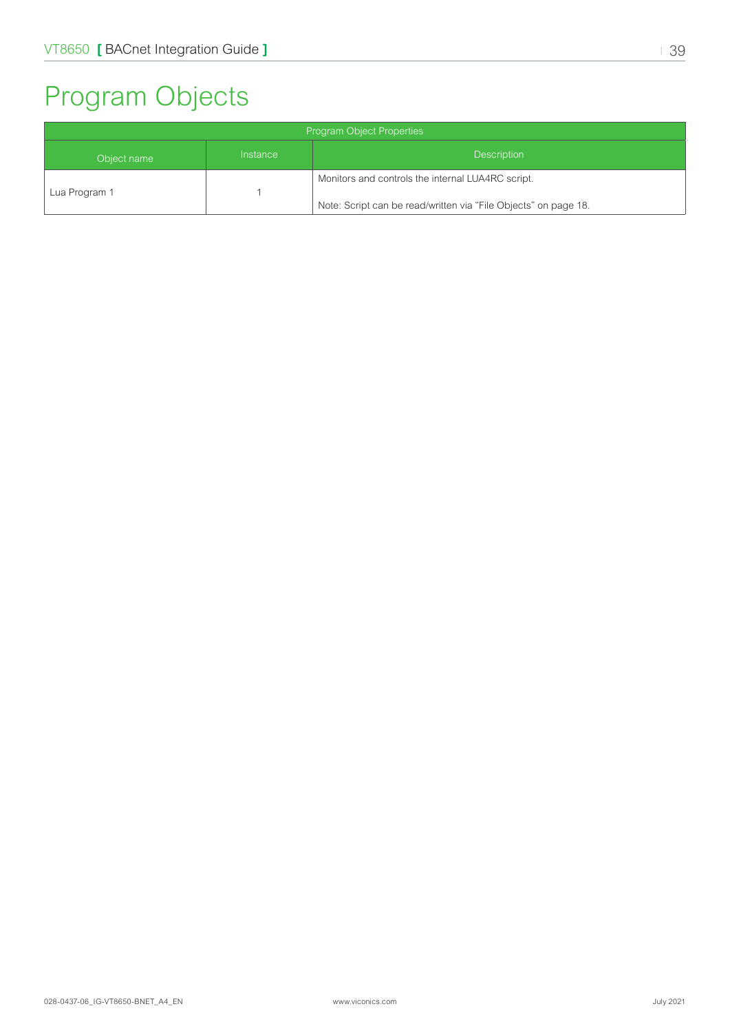# Program Objects

| Program Object Properties | | |
|---|---|---|
| Object name | Instance | Description |
| Lua Program 1 | 1 | Monitors and controls the internal LUA4RC script.<br><br>Note: Script can be read/written via “File Objects” on page 18. |